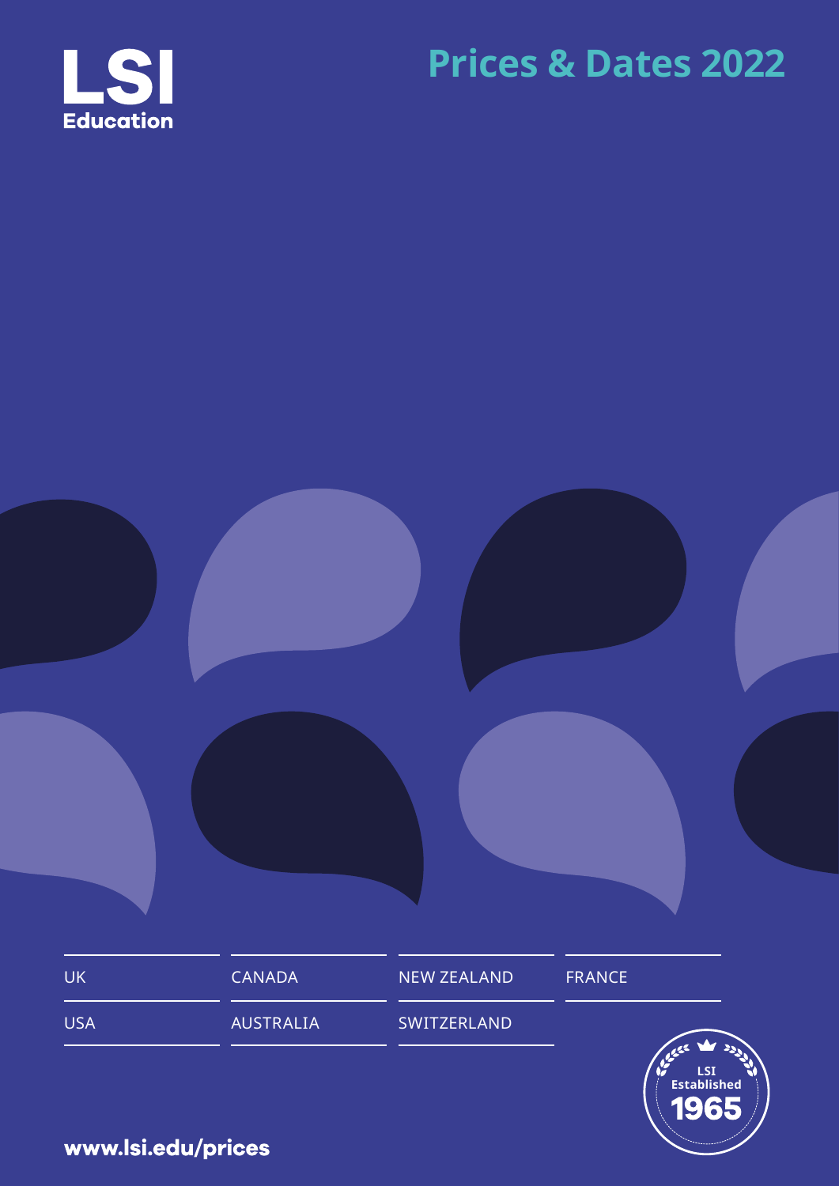LSI
Education

# Prices & Dates 2022

| | | | |
|---|---|---|---|
| UK | CANADA | NEW ZEALAND | FRANCE |
| USA | AUSTRALIA | SWITZERLAND | |

LSI Established 1965

www.lsi.edu/prices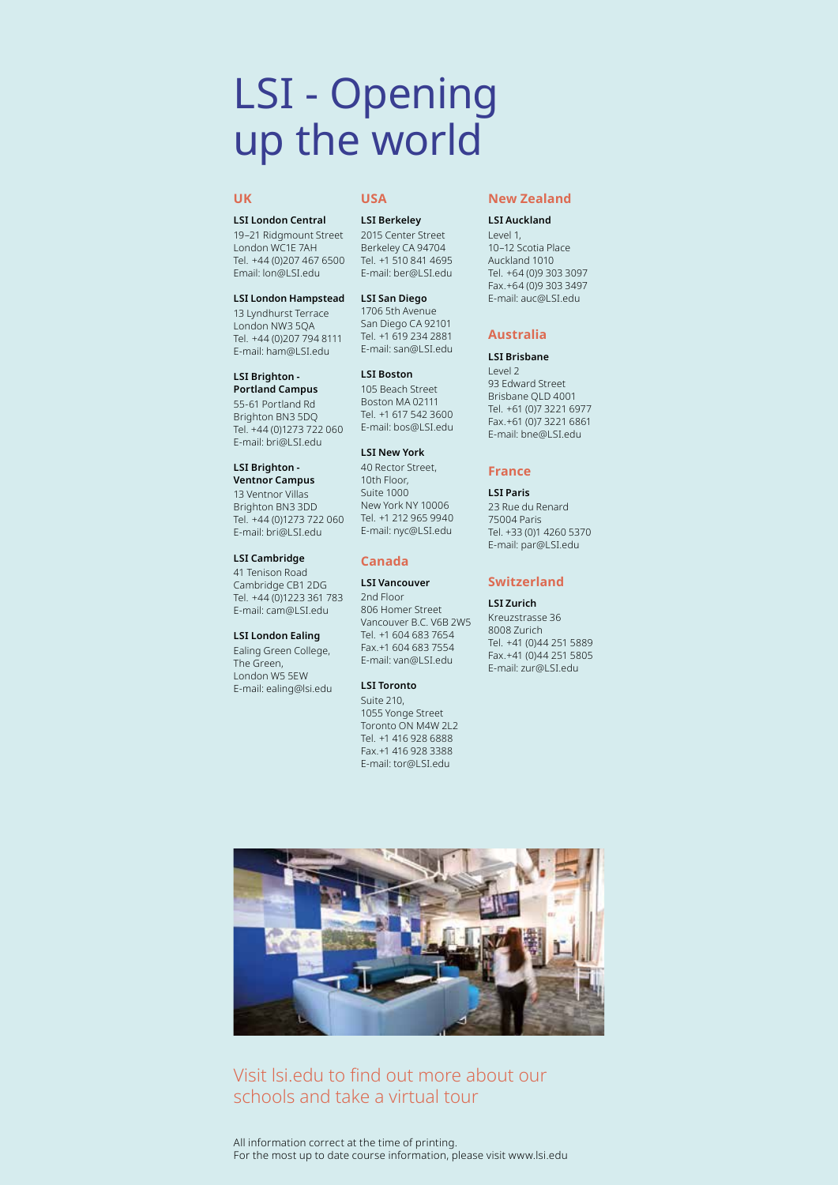# LSI - Opening up the world

## UK

**LSI London Central**
19–21 Ridgmount Street
London WC1E 7AH
Tel. +44 (0)207 467 6500
Email: lon@LSI.edu

**LSI London Hampstead**
13 Lyndhurst Terrace
London NW3 5QA
Tel. +44 (0)207 794 8111
E-mail: ham@LSI.edu

**LSI Brighton - Portland Campus**
55-61 Portland Rd
Brighton BN3 5DQ
Tel. +44 (0)1273 722 060
E-mail: bri@LSI.edu

**LSI Brighton - Ventnor Campus**
13 Ventnor Villas
Brighton BN3 3DD
Tel. +44 (0)1273 722 060
E-mail: bri@LSI.edu

**LSI Cambridge**
41 Tenison Road
Cambridge CB1 2DG
Tel. +44 (0)1223 361 783
E-mail: cam@LSI.edu

**LSI London Ealing**
Ealing Green College,
The Green,
London W5 5EW
E-mail: ealing@lsi.edu

## USA

**LSI Berkeley**
2015 Center Street
Berkeley CA 94704
Tel. +1 510 841 4695
E-mail: ber@LSI.edu

**LSI San Diego**
1706 5th Avenue
San Diego CA 92101
Tel. +1 619 234 2881
E-mail: san@LSI.edu

**LSI Boston**
105 Beach Street
Boston MA 02111
Tel. +1 617 542 3600
E-mail: bos@LSI.edu

**LSI New York**
40 Rector Street,
10th Floor,
Suite 1000
New York NY 10006
Tel. +1 212 965 9940
E-mail: nyc@LSI.edu

## Canada

**LSI Vancouver**
2nd Floor
806 Homer Street
Vancouver B.C. V6B 2W5
Tel. +1 604 683 7654
Fax.+1 604 683 7554
E-mail: van@LSI.edu

**LSI Toronto**
Suite 210,
1055 Yonge Street
Toronto ON M4W 2L2
Tel. +1 416 928 6888
Fax.+1 416 928 3388
E-mail: tor@LSI.edu

## New Zealand

**LSI Auckland**
Level 1,
10–12 Scotia Place
Auckland 1010
Tel. +64 (0)9 303 3097
Fax.+64 (0)9 303 3497
E-mail: auc@LSI.edu

## Australia

**LSI Brisbane**
Level 2
93 Edward Street
Brisbane QLD 4001
Tel. +61 (0)7 3221 6977
Fax.+61 (0)7 3221 6861
E-mail: bne@LSI.edu

## France

**LSI Paris**
23 Rue du Renard
75004 Paris
Tel. +33 (0)1 4260 5370
E-mail: par@LSI.edu

## Switzerland

**LSI Zurich**
Kreuzstrasse 36
8008 Zurich
Tel. +41 (0)44 251 5889
Fax.+41 (0)44 251 5805
E-mail: zur@LSI.edu

Visit lsi.edu to find out more about our schools and take a virtual tour

All information correct at the time of printing.
For the most up to date course information, please visit www.lsi.edu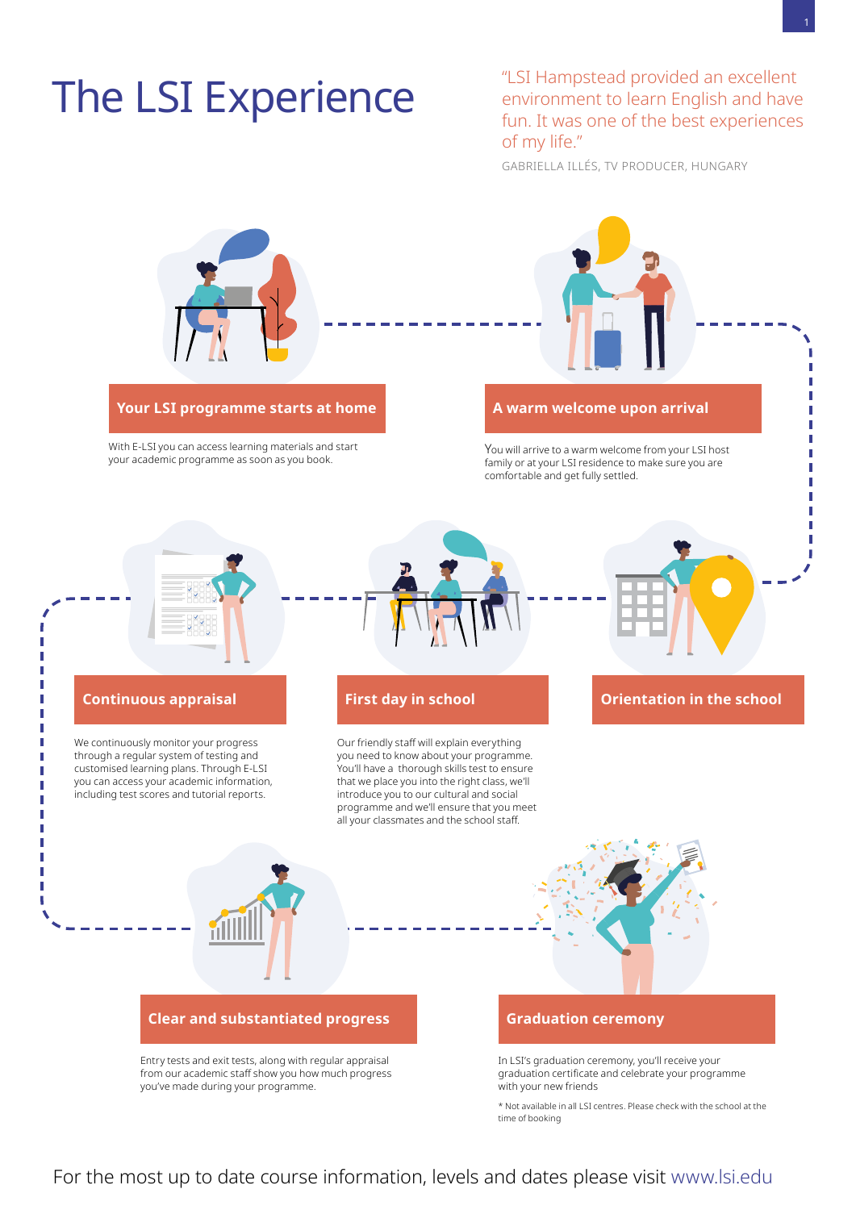# The LSI Experience

"LSI Hampstead provided an excellent environment to learn English and have fun. It was one of the best experiences of my life."

GABRIELLA ILLÉS, TV PRODUCER, HUNGARY

## Your LSI programme starts at home

With E-LSI you can access learning materials and start your academic programme as soon as you book.

## A warm welcome upon arrival

You will arrive to a warm welcome from your LSI host family or at your LSI residence to make sure you are comfortable and get fully settled.

## Orientation in the school

## First day in school

Our friendly staff will explain everything you need to know about your programme. You'll have a thorough skills test to ensure that we place you into the right class, we'll introduce you to our cultural and social programme and we'll ensure that you meet all your classmates and the school staff.

## Continuous appraisal

We continuously monitor your progress through a regular system of testing and customised learning plans. Through E-LSI you can access your academic information, including test scores and tutorial reports.

## Clear and substantiated progress

Entry tests and exit tests, along with regular appraisal from our academic staff show you how much progress you've made during your programme.

## Graduation ceremony

In LSI's graduation ceremony, you'll receive your graduation certificate and celebrate your programme with your new friends

\* Not available in all LSI centres. Please check with the school at the time of booking

For the most up to date course information, levels and dates please visit www.lsi.edu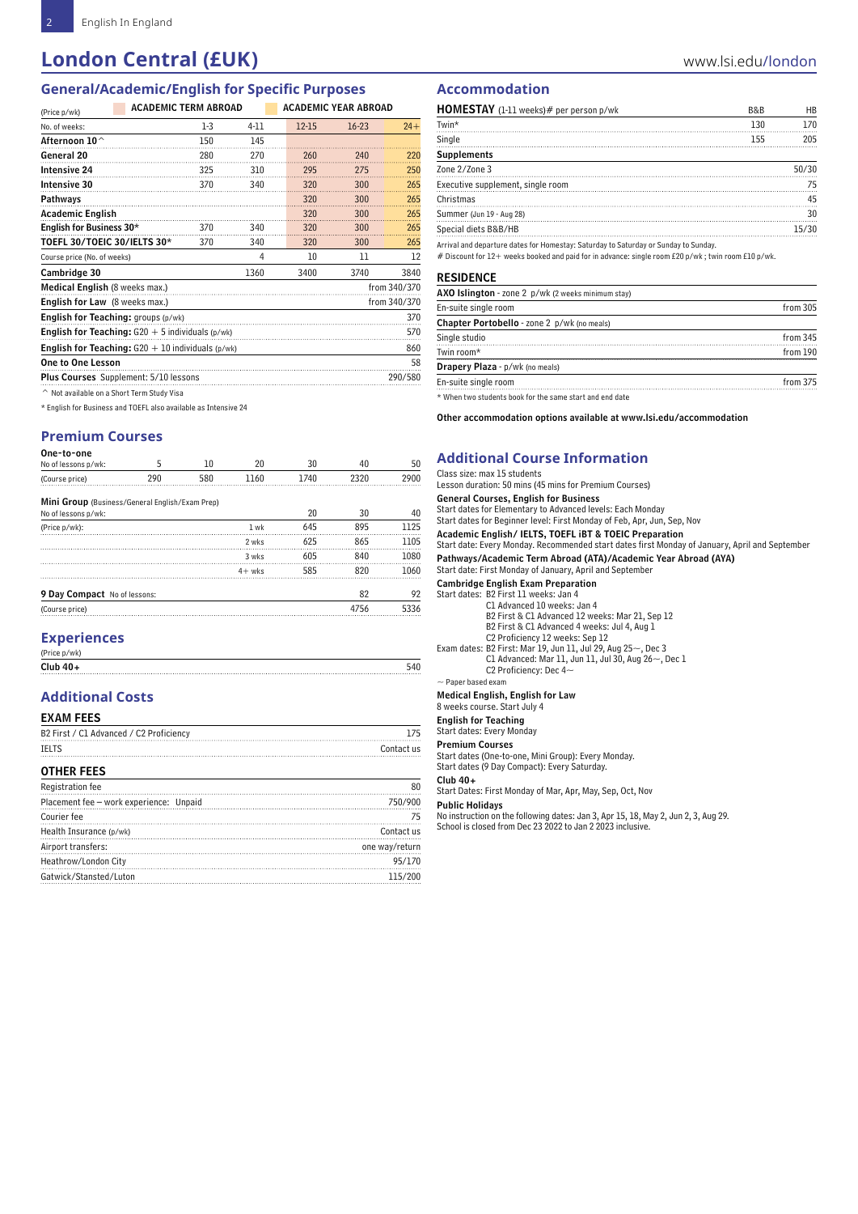# London Central (£UK)

www.lsi.edu/london

## General/Academic/English for Specific Purposes

| (Price p/wk) | ACADEMIC TERM ABROAD | | ACADEMIC YEAR ABROAD | | |
|---|---|---|---|---|---|
| No. of weeks: | 1-3 | 4-11 | 12-15 | 16-23 | 24+ |
| **Afternoon 10**^ | 150 | 145 | | | |
| **General 20** | 280 | 270 | 260 | 240 | 220 |
| **Intensive 24** | 325 | 310 | 295 | 275 | 250 |
| **Intensive 30** | 370 | 340 | 320 | 300 | 265 |
| **Pathways** | | | 320 | 300 | 265 |
| **Academic English** | | | 320 | 300 | 265 |
| **English for Business 30*** | 370 | 340 | 320 | 300 | 265 |
| **TOEFL 30/TOEIC 30/IELTS 30*** | 370 | 340 | 320 | 300 | 265 |
| Course price (No. of weeks) | | 4 | 10 | 11 | 12 |
| **Cambridge 30** | | 1360 | 3400 | 3740 | 3840 |
| **Medical English** (8 weeks max.) | | | | | from 340/370 |
| **English for Law** (8 weeks max.) | | | | | from 340/370 |
| **English for Teaching:** groups (p/wk) | | | | | 370 |
| **English for Teaching:** G20 + 5 individuals (p/wk) | | | | | 570 |
| **English for Teaching:** G20 + 10 individuals (p/wk) | | | | | 860 |
| **One to One Lesson** | | | | | 58 |
| **Plus Courses** Supplement: 5/10 lessons | | | | | 290/580 |

^ Not available on a Short Term Study Visa

* English for Business and TOEFL also available as Intensive 24

## Premium Courses

**One-to-one**

| No of lessons p/wk: | 5 | 10 | 20 | 30 | 40 | 50 |
|---|---|---|---|---|---|---|
| (Course price) | 290 | 580 | 1160 | 1740 | 2320 | 2900 |

**Mini Group** (Business/General English/Exam Prep)

| No of lessons p/wk: | | 20 | 30 | 40 |
|---|---|---|---|---|
| (Price p/wk): | 1 wk | 645 | 895 | 1125 |
| | 2 wks | 625 | 865 | 1105 |
| | 3 wks | 605 | 840 | 1080 |
| | 4+ wks | 585 | 820 | 1060 |

| **9 Day Compact** No of lessons: | 82 | 92 |
|---|---|---|
| (Course price) | 4756 | 5336 |

## Experiences

| (Price p/wk) | |
|---|---|
| **Club 40+** | 540 |

## Additional Costs

### EXAM FEES

| | |
|---|---|
| B2 First / C1 Advanced / C2 Proficiency | 175 |
| IELTS | Contact us |

### OTHER FEES

| | |
|---|---|
| Registration fee | 80 |
| Placement fee – work experience: Unpaid | 750/900 |
| Courier fee | 75 |
| Health Insurance (p/wk) | Contact us |
| Airport transfers: | one way/return |
| Heathrow/London City | 95/170 |
| Gatwick/Stansted/Luton | 115/200 |

## Accommodation

| **HOMESTAY** (1-11 weeks)# per person p/wk | B&B | HB |
|---|---|---|
| Twin* | 130 | 170 |
| Single | 155 | 205 |
| **Supplements** | | |
| Zone 2/Zone 3 | | 50/30 |
| Executive supplement, single room | | 75 |
| Christmas | | 45 |
| Summer (Jun 19 - Aug 28) | | 30 |
| Special diets B&B/HB | | 15/30 |

Arrival and departure dates for Homestay: Saturday to Saturday or Sunday to Sunday.

# Discount for 12+ weeks booked and paid for in advance: single room £20 p/wk ; twin room £10 p/wk.

### RESIDENCE

| | |
|---|---|
| **AXO Islington** - zone 2 p/wk (2 weeks minimum stay) | |
| En-suite single room | from 305 |
| **Chapter Portobello** - zone 2 p/wk (no meals) | |
| Single studio | from 345 |
| Twin room* | from 190 |
| **Drapery Plaza** - p/wk (no meals) | |
| En-suite single room | from 375 |

* When two students book for the same start and end date

**Other accommodation options available at www.lsi.edu/accommodation**

## Additional Course Information

Class size: max 15 students
Lesson duration: 50 mins (45 mins for Premium Courses)

**General Courses, English for Business**
Start dates for Elementary to Advanced levels: Each Monday
Start dates for Beginner level: First Monday of Feb, Apr, Jun, Sep, Nov

**Academic English/ IELTS, TOEFL iBT & TOEIC Preparation**
Start date: Every Monday. Recommended start dates first Monday of January, April and September

**Pathways/Academic Term Abroad (ATA)/Academic Year Abroad (AYA)**
Start date: First Monday of January, April and September

**Cambridge English Exam Preparation**
Start dates: B2 First 11 weeks: Jan 4
C1 Advanced 10 weeks: Jan 4
B2 First & C1 Advanced 12 weeks: Mar 21, Sep 12
B2 First & C1 Advanced 4 weeks: Jul 4, Aug 1
C2 Proficiency 12 weeks: Sep 12
Exam dates: B2 First: Mar 19, Jun 11, Jul 29, Aug 25~, Dec 3
C1 Advanced: Mar 11, Jun 11, Jul 30, Aug 26~, Dec 1
C2 Proficiency: Dec 4~

~ Paper based exam

**Medical English, English for Law**
8 weeks course. Start July 4

**English for Teaching**
Start dates: Every Monday

**Premium Courses**
Start dates (One-to-one, Mini Group): Every Monday.
Start dates (9 Day Compact): Every Saturday.

**Club 40+**
Start Dates: First Monday of Mar, Apr, May, Sep, Oct, Nov

**Public Holidays**
No instruction on the following dates: Jan 3, Apr 15, 18, May 2, Jun 2, 3, Aug 29.
School is closed from Dec 23 2022 to Jan 2 2023 inclusive.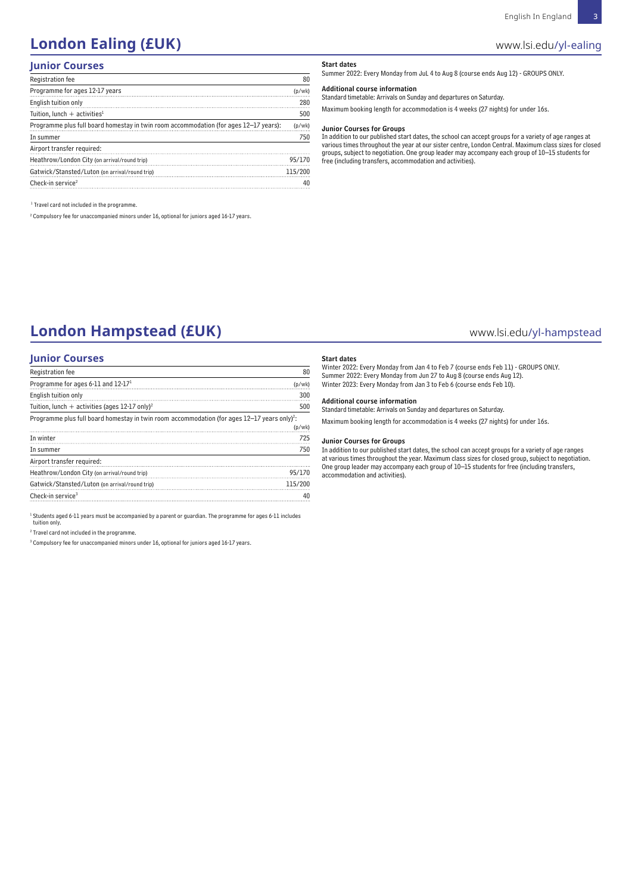# London Ealing (£UK)

www.lsi.edu/yl-ealing

## Junior Courses

| | |
|---|---|
| Registration fee | 80 |
| Programme for ages 12-17 years | (p/wk) |
| English tuition only | 280 |
| Tuition, lunch + activities[1] | 500 |
| Programme plus full board homestay in twin room accommodation (for ages 12–17 years): | (p/wk) |
| In summer | 750 |
| Airport transfer required: | |
| Heathrow/London City (on arrival/round trip) | 95/170 |
| Gatwick/Stansted/Luton (on arrival/round trip) | 115/200 |
| Check-in service[2] | 40 |

[1] Travel card not included in the programme.

[2] Compulsory fee for unaccompanied minors under 16, optional for juniors aged 16-17 years.

**Start dates**

Summer 2022: Every Monday from JuL 4 to Aug 8 (course ends Aug 12) - GROUPS ONLY.

**Additional course information**

Standard timetable: Arrivals on Sunday and departures on Saturday.

Maximum booking length for accommodation is 4 weeks (27 nights) for under 16s.

**Junior Courses for Groups**

In addition to our published start dates, the school can accept groups for a variety of age ranges at various times throughout the year at our sister centre, London Central. Maximum class sizes for closed groups, subject to negotiation. One group leader may accompany each group of 10–15 students for free (including transfers, accommodation and activities).

# London Hampstead (£UK)

www.lsi.edu/yl-hampstead

## Junior Courses

| | |
|---|---|
| Registration fee | 80 |
| Programme for ages 6-11 and 12-17[1] | (p/wk) |
| English tuition only | 300 |
| Tuition, lunch + activities (ages 12-17 only)[2] | 500 |
| Programme plus full board homestay in twin room accommodation (for ages 12–17 years only)[2]: | (p/wk) |
| In winter | 725 |
| In summer | 750 |
| Airport transfer required: | |
| Heathrow/London City (on arrival/round trip) | 95/170 |
| Gatwick/Stansted/Luton (on arrival/round trip) | 115/200 |
| Check-in service[3] | 40 |

[1] Students aged 6-11 years must be accompanied by a parent or guardian. The programme for ages 6-11 includes tuition only.

[2] Travel card not included in the programme.

[3] Compulsory fee for unaccompanied minors under 16, optional for juniors aged 16-17 years.

**Start dates**

Winter 2022: Every Monday from Jan 4 to Feb 7 (course ends Feb 11) - GROUPS ONLY.
Summer 2022: Every Monday from Jun 27 to Aug 8 (course ends Aug 12).
Winter 2023: Every Monday from Jan 3 to Feb 6 (course ends Feb 10).

**Additional course information**

Standard timetable: Arrivals on Sunday and departures on Saturday.

Maximum booking length for accommodation is 4 weeks (27 nights) for under 16s.

**Junior Courses for Groups**

In addition to our published start dates, the school can accept groups for a variety of age ranges at various times throughout the year. Maximum class sizes for closed group, subject to negotiation. One group leader may accompany each group of 10–15 students for free (including transfers, accommodation and activities).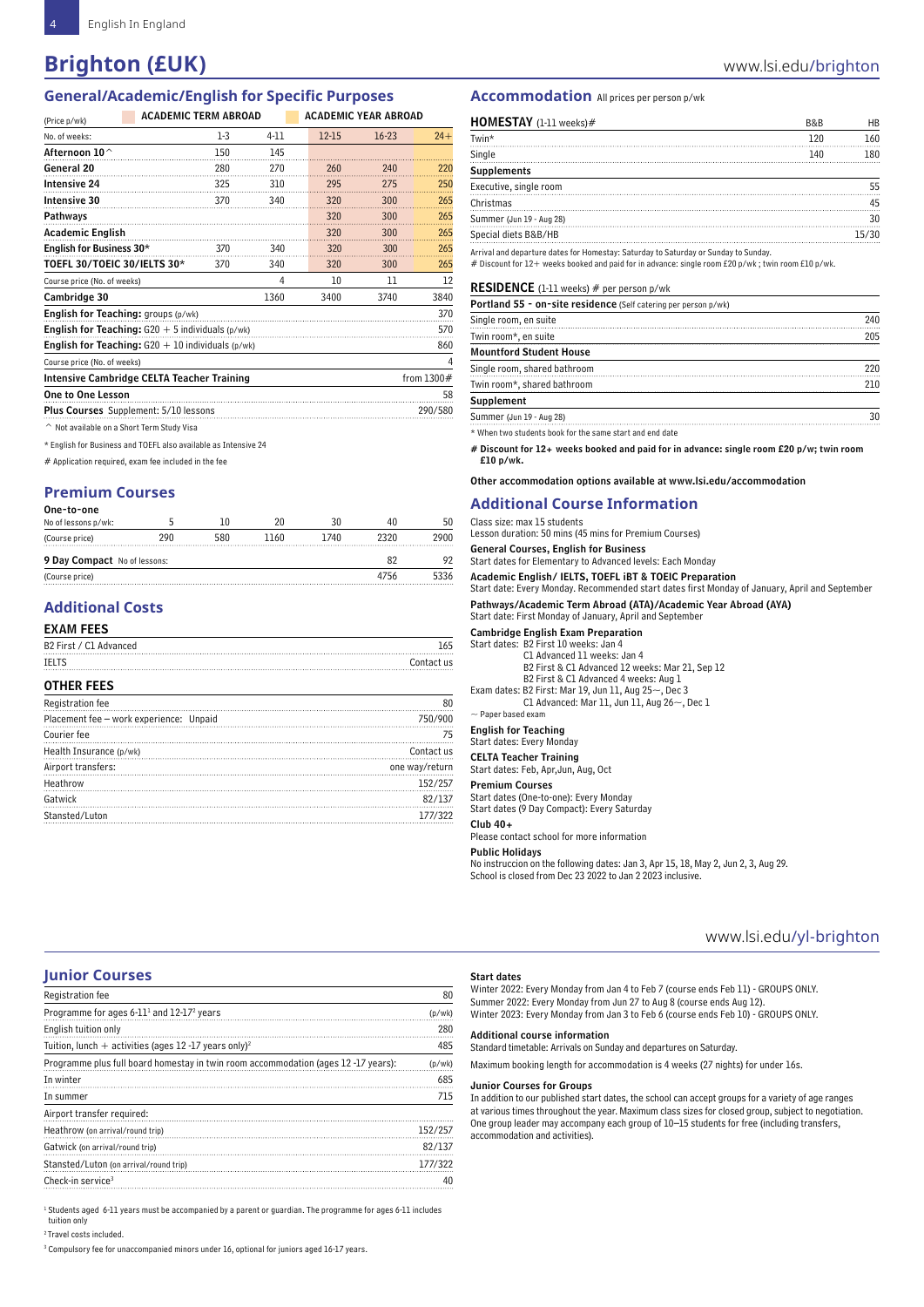# Brighton (£UK)

www.lsi.edu/brighton

## General/Academic/English for Specific Purposes

| (Price p/wk) | ACADEMIC TERM ABROAD | | ACADEMIC YEAR ABROAD | | |
|---|---|---|---|---|---|
| No. of weeks: | 1-3 | 4-11 | 12-15 | 16-23 | 24+ |
| **Afternoon 10^** | 150 | 145 | | | |
| **General 20** | 280 | 270 | 260 | 240 | 220 |
| **Intensive 24** | 325 | 310 | 295 | 275 | 250 |
| **Intensive 30** | 370 | 340 | 320 | 300 | 265 |
| **Pathways** | | | 320 | 300 | 265 |
| **Academic English** | | | 320 | 300 | 265 |
| **English for Business 30*** | 370 | 340 | 320 | 300 | 265 |
| **TOEFL 30/TOEIC 30/IELTS 30*** | 370 | 340 | 320 | 300 | 265 |
| Course price (No. of weeks) | | 4 | 10 | 11 | 12 |
| **Cambridge 30** | | 1360 | 3400 | 3740 | 3840 |
| **English for Teaching:** groups (p/wk) | | | | | 370 |
| **English for Teaching:** G20 + 5 individuals (p/wk) | | | | | 570 |
| **English for Teaching:** G20 + 10 individuals (p/wk) | | | | | 860 |
| Course price (No. of weeks) | | | | | 4 |
| **Intensive Cambridge CELTA Teacher Training** | | | | | from 1300# |
| **One to One Lesson** | | | | | 58 |
| **Plus Courses** Supplement: 5/10 lessons | | | | | 290/580 |

^ Not available on a Short Term Study Visa

* English for Business and TOEFL also available as Intensive 24

# Application required, exam fee included in the fee

## Premium Courses

**One-to-one**

| No of lessons p/wk: | 5 | 10 | 20 | 30 | 40 | 50 |
|---|---|---|---|---|---|---|
| (Course price) | 290 | 580 | 1160 | 1740 | 2320 | 2900 |

| **9 Day Compact** No of lessons: | 82 | 92 |
|---|---|---|
| (Course price) | 4756 | 5336 |

## Additional Costs

### EXAM FEES

| | |
|---|---|
| B2 First / C1 Advanced | 165 |
| IELTS | Contact us |

### OTHER FEES

| | |
|---|---|
| Registration fee | 80 |
| Placement fee – work experience: Unpaid | 750/900 |
| Courier fee | 75 |
| Health Insurance (p/wk) | Contact us |
| Airport transfers: | one way/return |
| Heathrow | 152/257 |
| Gatwick | 82/137 |
| Stansted/Luton | 177/322 |

## Accommodation All prices per person p/wk

| **HOMESTAY** (1-11 weeks)# | B&B | HB |
|---|---|---|
| Twin* | 120 | 160 |
| Single | 140 | 180 |
| **Supplements** | | |
| Executive, single room | | 55 |
| Christmas | | 45 |
| Summer (Jun 19 - Aug 28) | | 30 |
| Special diets B&B/HB | | 15/30 |

Arrival and departure dates for Homestay: Saturday to Saturday or Sunday to Sunday.
# Discount for 12+ weeks booked and paid for in advance: single room £20 p/wk ; twin room £10 p/wk.

| **RESIDENCE** (1-11 weeks) # per person p/wk | |
|---|---|
| **Portland 55 - on-site residence** (Self catering per person p/wk) | |
| Single room, en suite | 240 |
| Twin room*, en suite | 205 |
| **Mountford Student House** | |
| Single room, shared bathroom | 220 |
| Twin room*, shared bathroom | 210 |
| **Supplement** | |
| Summer (Jun 19 - Aug 28) | 30 |

* When two students book for the same start and end date

**# Discount for 12+ weeks booked and paid for in advance: single room £20 p/w; twin room £10 p/wk.**

**Other accommodation options available at www.lsi.edu/accommodation**

## Additional Course Information

Class size: max 15 students
Lesson duration: 50 mins (45 min for Premium Courses)

**General Courses, English for Business**
Start dates for Elementary to Advanced levels: Each Monday

**Academic English/ IELTS, TOEFL iBT & TOEIC Preparation**
Start date: Every Monday. Recommended start dates first Monday of January, April and September

**Pathways/Academic Term Abroad (ATA)/Academic Year Abroad (AYA)**
Start date: First Monday of January, April and September

**Cambridge English Exam Preparation**
Start dates: B2 First 10 weeks: Jan 4
C1 Advanced 11 weeks: Jan 4
B2 First & C1 Advanced 12 weeks: Mar 21, Sep 12
B2 First & C1 Advanced 4 weeks: Aug 1
Exam dates: B2 First: Mar 19, Jun 11, Aug 25~, Dec 3
C1 Advanced: Mar 11, Jun 11, Aug 26~, Dec 1
~ Paper based exam

**English for Teaching**
Start dates: Every Monday

**CELTA Teacher Training**
Start dates: Feb, Apr,Jun, Aug, Oct

**Premium Courses**
Start dates (One-to-one): Every Monday
Start dates (9 Day Compact): Every Saturday

**Club 40+**
Please contact school for more information

**Public Holidays**
No instruccion on the following dates: Jan 3, Apr 15, 18, May 2, Jun 2, 3, Aug 29.
School is closed from Dec 23 2022 to Jan 2 2023 inclusive.

www.lsi.edu/yl-brighton

## Junior Courses

| | |
|---|---|
| Registration fee | 80 |
| Programme for ages 6-11[1] and 12-17[2] years | (p/wk) |
| English tuition only | 280 |
| Tuition, lunch + activities (ages 12 -17 years only)[2] | 485 |
| Programme plus full board homestay in twin room accommodation (ages 12 -17 years): | (p/wk) |
| In winter | 685 |
| In summer | 715 |
| Airport transfer required: | |
| Heathrow (on arrival/round trip) | 152/257 |
| Gatwick (on arrival/round trip) | 82/137 |
| Stansted/Luton (on arrival/round trip) | 177/322 |
| Check-in service[3] | 40 |

[1] Students aged 6-11 years must be accompanied by a parent or guardian. The programme for ages 6-11 includes tuition only

[2] Travel costs included.

[3] Compulsory fee for unaccompanied minors under 16, optional for juniors aged 16-17 years.

**Start dates**
Winter 2022: Every Monday from Jan 4 to Feb 7 (course ends Feb 11) - GROUPS ONLY.
Summer 2022: Every Monday from Jun 27 to Aug 8 (course ends Aug 12).
Winter 2023: Every Monday from Jan 3 to Feb 6 (course ends Feb 10) - GROUPS ONLY.

**Additional course information**
Standard timetable: Arrivals on Sunday and departures on Saturday.

Maximum booking length for accommodation is 4 weeks (27 nights) for under 16s.

**Junior Courses for Groups**
In addition to our published start dates, the school can accept groups for a variety of age ranges at various times throughout the year. Maximum class sizes for closed group, subject to negotiation. One group leader may accompany each group of 10–15 students for free (including transfers, accommodation and activities).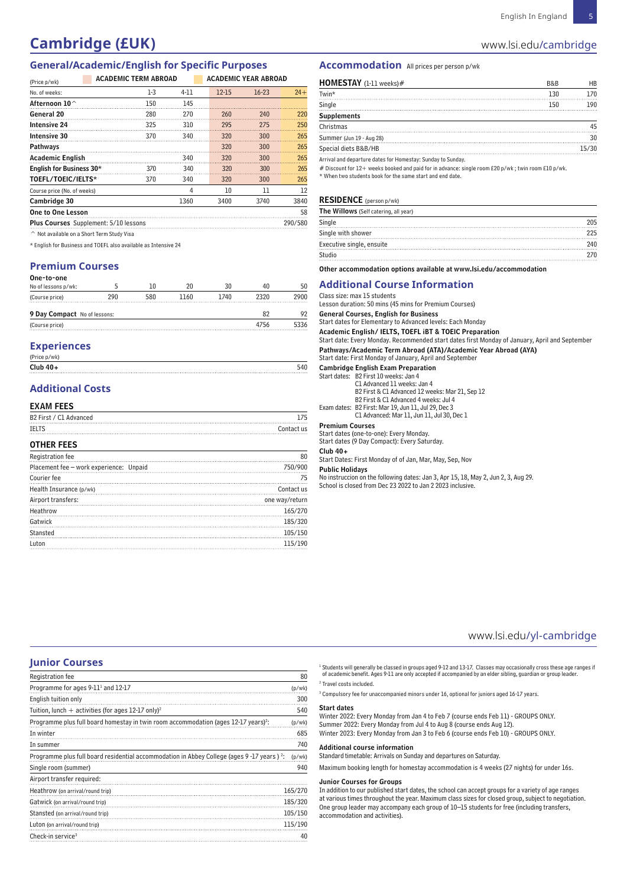# Cambridge (£UK)

www.lsi.edu/cambridge

## General/Academic/English for Specific Purposes

| (Price p/wk) | ACADEMIC TERM ABROAD | | ACADEMIC YEAR ABROAD | | |
|---|---|---|---|---|---|
| No. of weeks: | 1-3 | 4-11 | 12-15 | 16-23 | 24+ |
| **Afternoon 10**^ | 150 | 145 | | | |
| **General 20** | 280 | 270 | 260 | 240 | 220 |
| **Intensive 24** | 325 | 310 | 295 | 275 | 250 |
| **Intensive 30** | 370 | 340 | 320 | 300 | 265 |
| **Pathways** | | | 320 | 300 | 265 |
| **Academic English** | | 340 | 320 | 300 | 265 |
| **English for Business 30*** | 370 | 340 | 320 | 300 | 265 |
| **TOEFL/TOEIC/IELTS*** | 370 | 340 | 320 | 300 | 265 |
| Course price (No. of weeks) | | 4 | 10 | 11 | 12 |
| **Cambridge 30** | | 1360 | 3400 | 3740 | 3840 |
| **One to One Lesson** | | | | | 58 |
| **Plus Courses** Supplement: 5/10 lessons | | | | | 290/580 |

^ Not available on a Short Term Study Visa

* English for Business and TOEFL also available as Intensive 24

## Premium Courses

| **One-to-one** | | | | | | |
|---|---|---|---|---|---|---|
| No of lessons p/wk: | 5 | 10 | 20 | 30 | 40 | 50 |
| (Course price) | 290 | 580 | 1160 | 1740 | 2320 | 2900 |
| **9 Day Compact** No of lessons: | | | | | 82 | 92 |
| (Course price) | | | | | 4756 | 5336 |

## Experiences

| (Price p/wk) | |
|---|---|
| **Club 40+** | 540 |

## Additional Costs

### EXAM FEES

| | |
|---|---|
| B2 First / C1 Advanced | 175 |
| IELTS | Contact us |

### OTHER FEES

| | |
|---|---|
| Registration fee | 80 |
| Placement fee – work experience: Unpaid | 750/900 |
| Courier fee | 75 |
| Health Insurance (p/wk) | Contact us |
| Airport transfers: | one way/return |
| Heathrow | 165/270 |
| Gatwick | 185/320 |
| Stansted | 105/150 |
| Luton | 115/190 |

## Accommodation All prices per person p/wk

| **HOMESTAY** (1-11 weeks)# | B&B | HB |
|---|---|---|
| Twin* | 130 | 170 |
| Single | 150 | 190 |
| **Supplements** | | |
| Christmas | | 45 |
| Summer (Jun 19 - Aug 28) | | 30 |
| Special diets B&B/HB | | 15/30 |

Arrival and departure dates for Homestay: Sunday to Sunday.

# Discount for 12+ weeks booked and paid for in advance: single room £20 p/wk ; twin room £10 p/wk.

* When two students book for the same start and end date.

| **RESIDENCE** (person p/wk) | |
|---|---|
| **The Willows** (Self catering, all year) | |
| Single | 205 |
| Single with shower | 225 |
| Executive single, ensuite | 240 |
| Studio | 270 |

**Other accommodation options available at www.lsi.edu/accommodation**

## Additional Course Information

Class size: max 15 students

Lesson duration: 50 mins (45 mins for Premium Courses)

**General Courses, English for Business**

Start dates for Elementary to Advanced levels: Each Monday

**Academic English/ IELTS, TOEFL iBT & TOEIC Preparation**

Start date: Every Monday. Recommended start dates first Monday of January, April and September

**Pathways/Academic Term Abroad (ATA)/Academic Year Abroad (AYA)**

Start date: First Monday of January, April and September

**Cambridge English Exam Preparation**

Start dates: B2 First 10 weeks: Jan 4
C1 Advanced 11 weeks: Jan 4
B2 First & C1 Advanced 12 weeks: Mar 21, Sep 12
B2 First & C1 Advanced 4 weeks: Jul 4

Exam dates: B2 First: Mar 19, Jun 11, Jul 29, Dec 3
C1 Advanced: Mar 11, Jun 11, Jul 30, Dec 1

**Premium Courses**

Start dates (one-to-one): Every Monday.

Start dates (9 Day Compact): Every Saturday.

**Club 40+**

Start Dates: First Monday of of Jan, Mar, May, Sep, Nov

**Public Holidays**

No instruccion on the following dates: Jan 3, Apr 15, 18, May 2, Jun 2, 3, Aug 29.

School is closed from Dec 23 2022 to Jan 2 2023 inclusive.

www.lsi.edu/yl-cambridge

## Junior Courses

| | |
|---|---|
| Registration fee | 80 |
| Programme for ages 9-11[1] and 12-17 | (p/wk) |
| English tuition only | 300 |
| Tuition, lunch + activities (for ages 12-17 only)[2] | 540 |
| Programme plus full board homestay in twin room accommodation (ages 12-17 years)[2]: | (p/wk) |
| In winter | 685 |
| In summer | 740 |
| Programme plus full board residential accommodation in Abbey College (ages 9 -17 years )[2]: | (p/wk) |
| Single room (summer) | 940 |
| Airport transfer required: | |
| Heathrow (on arrival/round trip) | 165/270 |
| Gatwick (on arrival/round trip) | 185/320 |
| Stansted (on arrival/round trip) | 105/150 |
| Luton (on arrival/round trip) | 115/190 |
| Check-in service[3] | 40 |

[1] Students will generally be classed in groups aged 9-12 and 13-17. Classes may occasionally cross these age ranges if of academic benefit. Ages 9-11 are only accepted if accompanied by an elder sibling, guardian or group leader.

[2] Travel costs included.

[3] Compulsory fee for unaccompanied minors under 16, optional for juniors aged 16-17 years.

**Start dates**

Winter 2022: Every Monday from Jan 4 to Feb 7 (course ends Feb 11) - GROUPS ONLY.

Summer 2022: Every Monday from Jul 4 to Aug 8 (course ends Aug 12).

Winter 2023: Every Monday from Jan 3 to Feb 6 (course ends Feb 10) - GROUPS ONLY.

**Additional course information**

Standard timetable: Arrivals on Sunday and departures on Saturday.

Maximum booking length for homestay accommodation is 4 weeks (27 nights) for under 16s.

**Junior Courses for Groups**

In addition to our published start dates, the school can accept groups for a variety of age ranges at various times throughout the year. Maximum class sizes for closed group, subject to negotiation. One group leader may accompany each group of 10–15 students for free (including transfers, accommodation and activities).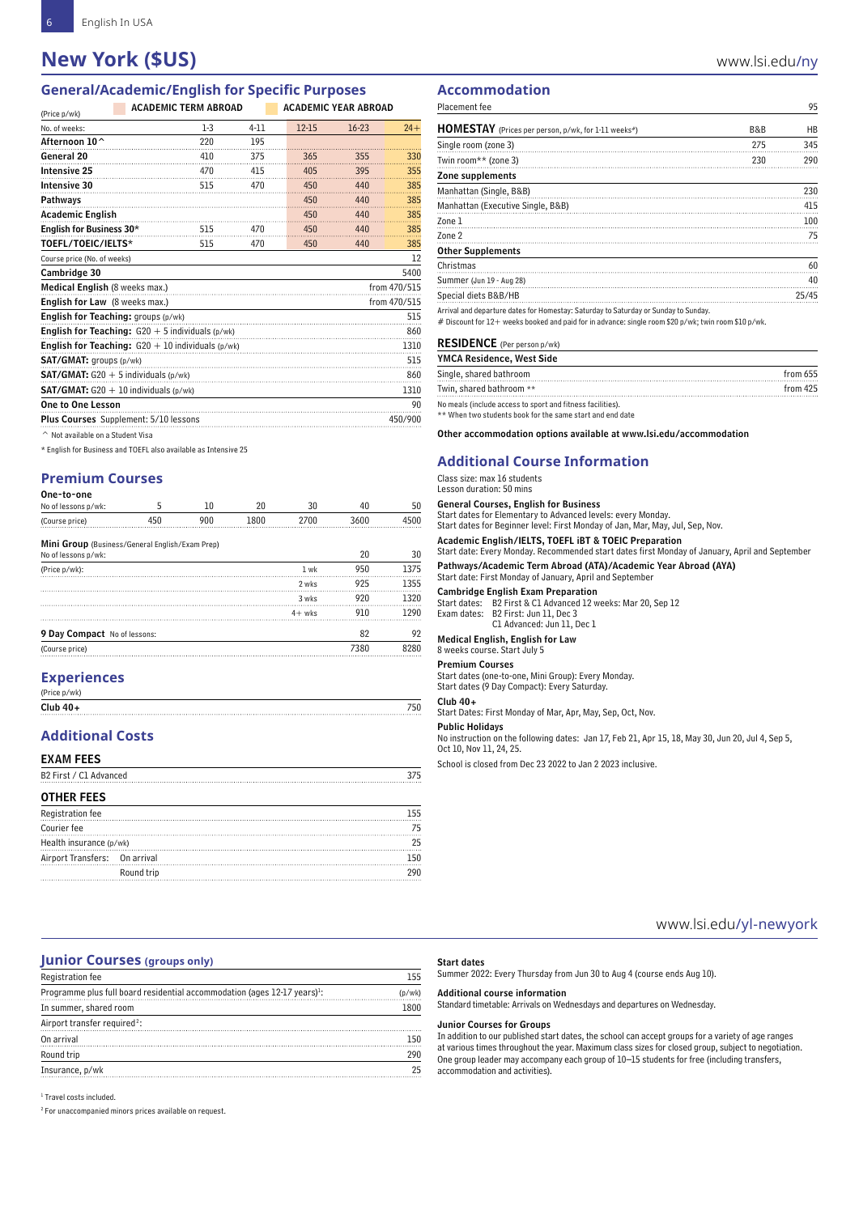# New York ($US)

www.lsi.edu/ny

## General/Academic/English for Specific Purposes

| (Price p/wk) | ACADEMIC TERM ABROAD | | ACADEMIC YEAR ABROAD | | |
|---|---|---|---|---|---|
| No. of weeks: | 1-3 | 4-11 | 12-15 | 16-23 | 24+ |
| **Afternoon 10^** | 220 | 195 | | | |
| **General 20** | 410 | 375 | 365 | 355 | 330 |
| **Intensive 25** | 470 | 415 | 405 | 395 | 355 |
| **Intensive 30** | 515 | 470 | 450 | 440 | 385 |
| **Pathways** | | | 450 | 440 | 385 |
| **Academic English** | | | 450 | 440 | 385 |
| **English for Business 30*** | 515 | 470 | 450 | 440 | 385 |
| **TOEFL/TOEIC/IELTS*** | 515 | 470 | 450 | 440 | 385 |

| Course price (No. of weeks) | 12 |
|---|---|
| **Cambridge 30** | 5400 |
| **Medical English** (8 weeks max.) | from 470/515 |
| **English for Law** (8 weeks max.) | from 470/515 |
| **English for Teaching:** groups (p/wk) | 515 |
| **English for Teaching:** G20 + 5 individuals (p/wk) | 860 |
| **English for Teaching:** G20 + 10 individuals (p/wk) | 1310 |
| **SAT/GMAT:** groups (p/wk) | 515 |
| **SAT/GMAT:** G20 + 5 individuals (p/wk) | 860 |
| **SAT/GMAT:** G20 + 10 individuals (p/wk) | 1310 |
| **One to One Lesson** | 90 |
| **Plus Courses** Supplement: 5/10 lessons | 450/900 |

^ Not available on a Student Visa

* English for Business and TOEFL also available as Intensive 25

## Premium Courses

**One-to-one**

| No of lessons p/wk: | 5 | 10 | 20 | 30 | 40 | 50 |
|---|---|---|---|---|---|---|
| (Course price) | 450 | 900 | 1800 | 2700 | 3600 | 4500 |

**Mini Group** (Business/General English/Exam Prep)

| No of lessons p/wk: | | 20 | 30 |
|---|---|---|---|
| (Price p/wk): | 1 wk | 950 | 1375 |
| | 2 wks | 925 | 1355 |
| | 3 wks | 920 | 1320 |
| | 4+ wks | 910 | 1290 |

| **9 Day Compact** No of lessons: | 82 | 92 |
|---|---|---|
| (Course price) | 7380 | 8280 |

## Experiences

| (Price p/wk) | |
|---|---|
| **Club 40+** | 750 |

## Additional Costs

### EXAM FEES

| | |
|---|---|
| B2 First / C1 Advanced | 375 |

### OTHER FEES

| | | |
|---|---|---|
| Registration fee | | 155 |
| Courier fee | | 75 |
| Health insurance (p/wk) | | 25 |
| Airport Transfers: | On arrival | 150 |
| | Round trip | 290 |

## Accommodation

| | | |
|---|---|---|
| Placement fee | | 95 |
| **HOMESTAY** (Prices per person, p/wk, for 1-11 weeks#) | B&B | HB |
| Single room (zone 3) | 275 | 345 |
| Twin room** (zone 3) | 230 | 290 |
| **Zone supplements** | | |
| Manhattan (Single, B&B) | | 230 |
| Manhattan (Executive Single, B&B) | | 415 |
| Zone 1 | | 100 |
| Zone 2 | | 75 |
| **Other Supplements** | | |
| Christmas | | 60 |
| Summer (Jun 19 - Aug 28) | | 40 |
| Special diets B&B/HB | | 25/45 |

Arrival and departure dates for Homestay: Saturday to Saturday or Sunday to Sunday.

# Discount for 12+ weeks booked and paid for in advance: single room $20 p/wk; twin room $10 p/wk.

**RESIDENCE** (Per person p/wk)

| **YMCA Residence, West Side** | |
|---|---|
| Single, shared bathroom | from 655 |
| Twin, shared bathroom ** | from 425 |

No meals (include access to sport and fitness facilities).

** When two students book for the same start and end date

**Other accommodation options available at www.lsi.edu/accommodation**

## Additional Course Information

Class size: max 16 students
Lesson duration: 50 mins

**General Courses, English for Business**
Start dates for Elementary to Advanced levels: every Monday.
Start dates for Beginner level: First Monday of Jan, Mar, May, Jul, Sep, Nov.

**Academic English/IELTS, TOEFL iBT & TOEIC Preparation**
Start date: Every Monday. Recommended start dates first Monday of January, April and September

**Pathways/Academic Term Abroad (ATA)/Academic Year Abroad (AYA)**
Start date: First Monday of January, April and September

**Cambridge English Exam Preparation**
Start dates: B2 First & C1 Advanced 12 weeks: Mar 20, Sep 12
Exam dates: B2 First: Jun 11, Dec 3
C1 Advanced: Jun 11, Dec 1

**Medical English, English for Law**
8 weeks course. Start July 5

**Premium Courses**
Start dates (one-to-one, Mini Group): Every Monday.
Start dates (9 Day Compact): Every Saturday.

**Club 40+**
Start Dates: First Monday of Mar, Apr, May, Sep, Oct, Nov.

**Public Holidays**
No instruction on the following dates: Jan 17, Feb 21, Apr 15, 18, May 30, Jun 20, Jul 4, Sep 5, Oct 10, Nov 11, 24, 25.

School is closed from Dec 23 2022 to Jan 2 2023 inclusive.

www.lsi.edu/yl-newyork

## Junior Courses (groups only)

| | |
|---|---|
| Registration fee | 155 |
| Programme plus full board residential accommodation (ages 12-17 years)[1]: | (p/wk) |
| In summer, shared room | 1800 |
| Airport transfer required[2]: | |
| On arrival | 150 |
| Round trip | 290 |
| Insurance, p/wk | 25 |

[1] Travel costs included.

[2] For unaccompanied minors prices available on request.

**Start dates**
Summer 2022: Every Thursday from Jun 30 to Aug 4 (course ends Aug 10).

**Additional course information**
Standard timetable: Arrivals on Wednesdays and departures on Wednesday.

**Junior Courses for Groups**
In addition to our published start dates, the school can accept groups for a variety of age ranges at various times throughout the year. Maximum class sizes for closed group, subject to negotiation. One group leader may accompany each group of 10–15 students for free (including transfers, accommodation and activities).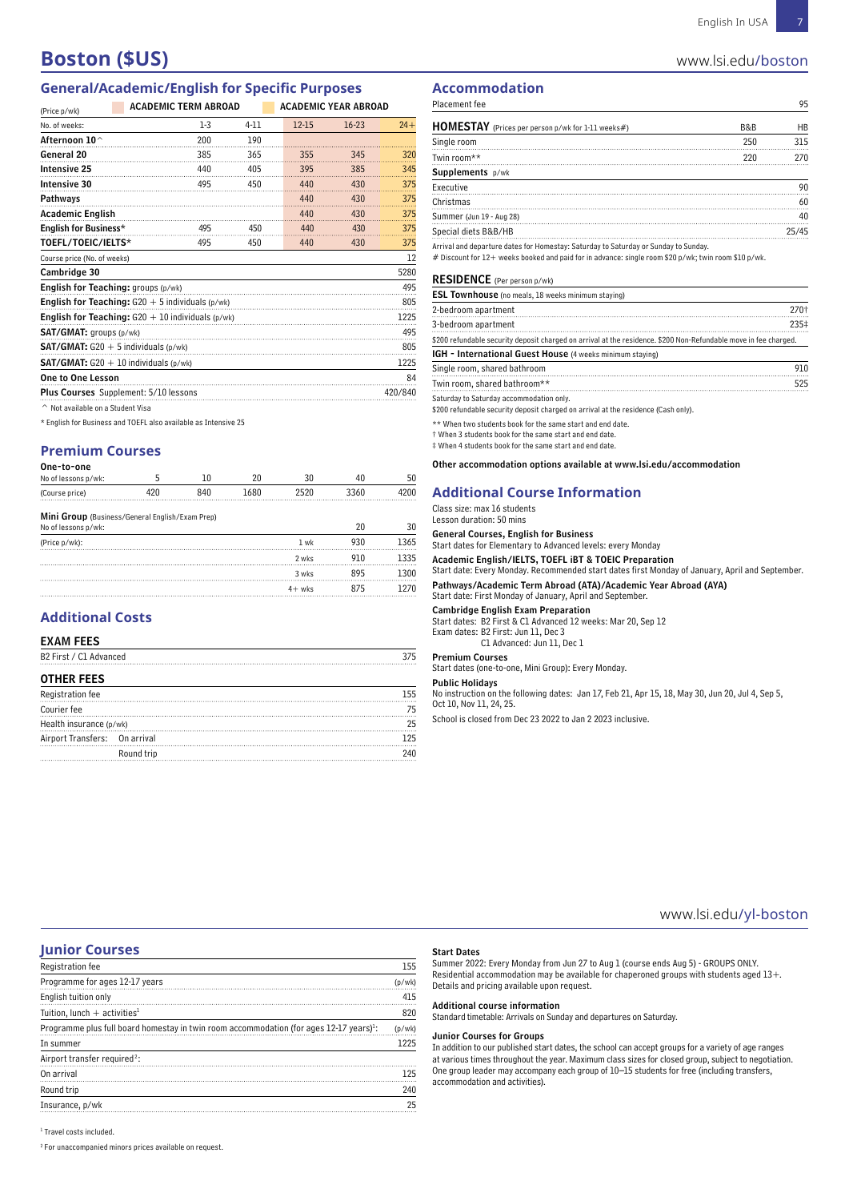# Boston ($US)

www.lsi.edu/boston

## General/Academic/English for Specific Purposes

| (Price p/wk) | ACADEMIC TERM ABROAD | | ACADEMIC YEAR ABROAD | | |
|---|---|---|---|---|---|
| No. of weeks: | 1-3 | 4-11 | 12-15 | 16-23 | 24+ |
| **Afternoon 10^** | 200 | 190 | | | |
| **General 20** | 385 | 365 | 355 | 345 | 320 |
| **Intensive 25** | 440 | 405 | 395 | 385 | 345 |
| **Intensive 30** | 495 | 450 | 440 | 430 | 375 |
| **Pathways** | | | 440 | 430 | 375 |
| **Academic English** | | | 440 | 430 | 375 |
| **English for Business*** | 495 | 450 | 440 | 430 | 375 |
| **TOEFL/TOEIC/IELTS*** | 495 | 450 | 440 | 430 | 375 |

| Course price (No. of weeks) | 12 |
|---|---|
| **Cambridge 30** | 5280 |
| **English for Teaching:** groups (p/wk) | 495 |
| **English for Teaching:** G20 + 5 individuals (p/wk) | 805 |
| **English for Teaching:** G20 + 10 individuals (p/wk) | 1225 |
| **SAT/GMAT:** groups (p/wk) | 495 |
| **SAT/GMAT:** G20 + 5 individuals (p/wk) | 805 |
| **SAT/GMAT:** G20 + 10 individuals (p/wk) | 1225 |
| **One to One Lesson** | 84 |
| **Plus Courses** Supplement: 5/10 lessons | 420/840 |

^ Not available on a Student Visa

\* English for Business and TOEFL also available as Intensive 25

## Premium Courses

**One-to-one**

| No of lessons p/wk: | 5 | 10 | 20 | 30 | 40 | 50 |
|---|---|---|---|---|---|---|
| (Course price) | 420 | 840 | 1680 | 2520 | 3360 | 4200 |

**Mini Group** (Business/General English/Exam Prep)

| No of lessons p/wk: | | 20 | 30 |
|---|---|---|---|
| (Price p/wk): | 1 wk | 930 | 1365 |
| | 2 wks | 910 | 1335 |
| | 3 wks | 895 | 1300 |
| | 4+ wks | 875 | 1270 |

## Additional Costs

### EXAM FEES

| | |
|---|---|
| B2 First / C1 Advanced | 375 |

### OTHER FEES

| | | |
|---|---|---|
| Registration fee | | 155 |
| Courier fee | | 75 |
| Health insurance (p/wk) | | 25 |
| Airport Transfers: | On arrival | 125 |
| | Round trip | 240 |

## Accommodation

| | | |
|---|---|---|
| Placement fee | | 95 |
| **HOMESTAY** (Prices per person p/wk for 1-11 weeks#) | B&B | HB |
| Single room | 250 | 315 |
| Twin room** | 220 | 270 |
| **Supplements** p/wk | | |
| Executive | | 90 |
| Christmas | | 60 |
| Summer (Jun 19 - Aug 28) | | 40 |
| Special diets B&B/HB | | 25/45 |

Arrival and departure dates for Homestay: Saturday to Saturday or Sunday to Sunday.

\# Discount for 12+ weeks booked and paid for in advance: single room $20 p/wk; twin room $10 p/wk.

### RESIDENCE (Per person p/wk)

| | |
|---|---|
| **ESL Townhouse** (no meals, 18 weeks minimum staying) | |
| 2-bedroom apartment | 270† |
| 3-bedroom apartment | 235‡ |
| $200 refundable security deposit charged on arrival at the residence. $200 Non-Refundable move in fee charged. | |
| **IGH - International Guest House** (4 weeks minimum staying) | |
| Single room, shared bathroom | 910 |
| Twin room, shared bathroom** | 525 |

Saturday to Saturday accommodation only.

$200 refundable security deposit charged on arrival at the residence (Cash only).

\*\* When two students book for the same start and end date.

† When 3 students book for the same start and end date.

‡ When 4 students book for the same start and end date.

**Other accommodation options available at www.lsi.edu/accommodation**

## Additional Course Information

Class size: max 16 students
Lesson duration: 50 mins

**General Courses, English for Business**
Start dates for Elementary to Advanced levels: every Monday

**Academic English/IELTS, TOEFL iBT & TOEIC Preparation**
Start date: Every Monday. Recommended start dates first Monday of January, April and September.

**Pathways/Academic Term Abroad (ATA)/Academic Year Abroad (AYA)**
Start date: First Monday of January, April and September.

**Cambridge English Exam Preparation**
Start dates: B2 First & C1 Advanced 12 weeks: Mar 20, Sep 12
Exam dates: B2 First: Jun 11, Dec 3
C1 Advanced: Jun 11, Dec 1

**Premium Courses**
Start dates (one-to-one, Mini Group): Every Monday.

**Public Holidays**
No instruction on the following dates: Jan 17, Feb 21, Apr 15, 18, May 30, Jun 20, Jul 4, Sep 5, Oct 10, Nov 11, 24, 25.

School is closed from Dec 23 2022 to Jan 2 2023 inclusive.

www.lsi.edu/yl-boston

## Junior Courses

| | |
|---|---|
| Registration fee | 155 |
| Programme for ages 12-17 years | (p/wk) |
| English tuition only | 415 |
| Tuition, lunch + activities[1] | 820 |
| Programme plus full board homestay in twin room accommodation (for ages 12-17 years)[1]: | (p/wk) |
| In summer | 1225 |
| Airport transfer required[2]: | |
| On arrival | 125 |
| Round trip | 240 |
| Insurance, p/wk | 25 |

[1] Travel costs included.

[2] For unaccompanied minors prices available on request.

**Start Dates**
Summer 2022: Every Monday from Jun 27 to Aug 1 (course ends Aug 5) - GROUPS ONLY.
Residential accommodation may be available for chaperoned groups with students aged 13+. Details and pricing available upon request.

**Additional course information**
Standard timetable: Arrivals on Sunday and departures on Saturday.

**Junior Courses for Groups**
In addition to our published start dates, the school can accept groups for a variety of age ranges at various times throughout the year. Maximum class sizes for closed group, subject to negotiation. One group leader may accompany each group of 10–15 students for free (including transfers, accommodation and activities).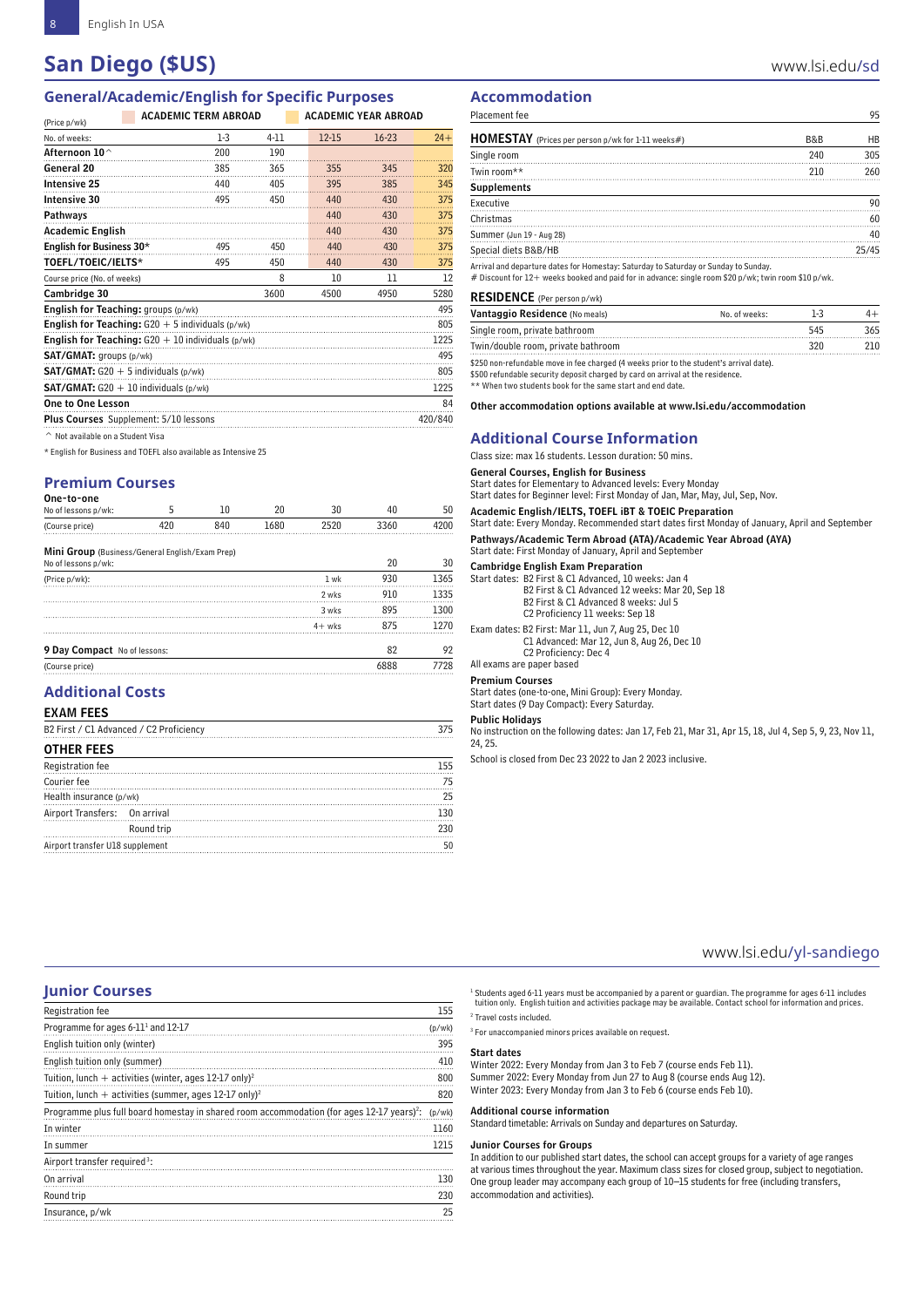# San Diego ($US)

www.lsi.edu/sd

## General/Academic/English for Specific Purposes

| (Price p/wk) | ACADEMIC TERM ABROAD | | ACADEMIC YEAR ABROAD | | |
|---|---|---|---|---|---|
| No. of weeks: | 1-3 | 4-11 | 12-15 | 16-23 | 24+ |
| **Afternoon 10^** | 200 | 190 | | | |
| **General 20** | 385 | 365 | 355 | 345 | 320 |
| **Intensive 25** | 440 | 405 | 395 | 385 | 345 |
| **Intensive 30** | 495 | 450 | 440 | 430 | 375 |
| **Pathways** | | | 440 | 430 | 375 |
| **Academic English** | | | 440 | 430 | 375 |
| **English for Business 30*** | 495 | 450 | 440 | 430 | 375 |
| **TOEFL/TOEIC/IELTS*** | 495 | 450 | 440 | 430 | 375 |
| Course price (No. of weeks) | | 8 | 10 | 11 | 12 |
| **Cambridge 30** | | 3600 | 4500 | 4950 | 5280 |
| **English for Teaching:** groups (p/wk) | | | | | 495 |
| **English for Teaching:** G20 + 5 individuals (p/wk) | | | | | 805 |
| **English for Teaching:** G20 + 10 individuals (p/wk) | | | | | 1225 |
| **SAT/GMAT:** groups (p/wk) | | | | | 495 |
| **SAT/GMAT:** G20 + 5 individuals (p/wk) | | | | | 805 |
| **SAT/GMAT:** G20 + 10 individuals (p/wk) | | | | | 1225 |
| **One to One Lesson** | | | | | 84 |
| **Plus Courses** Supplement: 5/10 lessons | | | | | 420/840 |

^ Not available on a Student Visa

* English for Business and TOEFL also available as Intensive 25

## Premium Courses

**One-to-one**

| No of lessons p/wk: | 5 | 10 | 20 | 30 | 40 | 50 |
|---|---|---|---|---|---|---|
| (Course price) | 420 | 840 | 1680 | 2520 | 3360 | 4200 |

**Mini Group** (Business/General English/Exam Prep)

| No of lessons p/wk: | | 20 | 30 |
|---|---|---|---|
| (Price p/wk): | 1 wk | 930 | 1365 |
| | 2 wks | 910 | 1335 |
| | 3 wks | 895 | 1300 |
| | 4+ wks | 875 | 1270 |

| **9 Day Compact** No of lessons: | 82 | 92 |
|---|---|---|
| (Course price) | 6888 | 7728 |

## Additional Costs

### EXAM FEES

| | |
|---|---|
| B2 First / C1 Advanced / C2 Proficiency | 375 |

### OTHER FEES

| | | |
|---|---|---|
| Registration fee | | 155 |
| Courier fee | | 75 |
| Health insurance (p/wk) | | 25 |
| Airport Transfers: | On arrival | 130 |
| | Round trip | 230 |
| Airport transfer U18 supplement | | 50 |

## Accommodation

| | |
|---|---|
| Placement fee | 95 |

**HOMESTAY** (Prices per person p/wk for 1-11 weeks#)

| | B&B | HB |
|---|---|---|
| Single room | 240 | 305 |
| Twin room** | 210 | 260 |
| **Supplements** | | |
| Executive | | 90 |
| Christmas | | 60 |
| Summer (Jun 19 - Aug 28) | | 40 |
| Special diets B&B/HB | | 25/45 |

Arrival and departure dates for Homestay: Saturday to Saturday or Sunday to Sunday.

# Discount for 12+ weeks booked and paid for in advance: single room $20 p/wk; twin room $10 p/wk.

**RESIDENCE** (Per person p/wk)

| Vantaggio Residence (No meals) | No. of weeks: 1-3 | 4+ |
|---|---|---|
| Single room, private bathroom | 545 | 365 |
| Twin/double room, private bathroom | 320 | 210 |

$250 non-refundable move in fee charged (4 weeks prior to the student's arrival date).

$500 refundable security deposit charged by card on arrival at the residence.

** When two students book for the same start and end date.

**Other accommodation options available at www.lsi.edu/accommodation**

## Additional Course Information

Class size: max 16 students. Lesson duration: 50 mins.

**General Courses, English for Business**
Start dates for Elementary to Advanced levels: Every Monday
Start dates for Beginner level: First Monday of Jan, Mar, May, Jul, Sep, Nov.

**Academic English/IELTS, TOEFL iBT & TOEIC Preparation**
Start date: Every Monday. Recommended start dates first Monday of January, April and September

**Pathways/Academic Term Abroad (ATA)/Academic Year Abroad (AYA)**
Start date: First Monday of January, April and September

**Cambridge English Exam Preparation**
Start dates: B2 First & C1 Advanced, 10 weeks: Jan 4
B2 First & C1 Advanced 12 weeks: Mar 20, Sep 18
B2 First & C1 Advanced 8 weeks: Jul 5
C2 Proficiency 11 weeks: Sep 18

Exam dates: B2 First: Mar 11, Jun 7, Aug 25, Dec 10
C1 Advanced: Mar 12, Jun 8, Aug 26, Dec 10
C2 Proficiency: Dec 4

All exams are paper based

**Premium Courses**
Start dates (one-to-one, Mini Group): Every Monday.
Start dates (9 Day Compact): Every Saturday.

**Public Holidays**
No instruction on the following dates: Jan 17, Feb 21, Mar 31, Apr 15, 18, Jul 4, Sep 5, 9, 23, Nov 11, 24, 25.

School is closed from Dec 23 2022 to Jan 2 2023 inclusive.

www.lsi.edu/yl-sandiego

## Junior Courses

| | |
|---|---|
| Registration fee | 155 |
| Programme for ages 6-11[1] and 12-17 | (p/wk) |
| English tuition only (winter) | 395 |
| English tuition only (summer) | 410 |
| Tuition, lunch + activities (winter, ages 12-17 only)[2] | 800 |
| Tuition, lunch + activities (summer, ages 12-17 only)[2] | 820 |
| Programme plus full board homestay in shared room accommodation (for ages 12-17 years)[2]: | (p/wk) |
| In winter | 1160 |
| In summer | 1215 |
| Airport transfer required[3]: | |
| On arrival | 130 |
| Round trip | 230 |
| Insurance, p/wk | 25 |

[1] Students aged 6-11 years must be accompanied by a parent or guardian. The programme for ages 6-11 includes tuition only. English tuition and activities package may be available. Contact school for information and prices.

[2] Travel costs included.

[3] For unaccompanied minors prices available on request.

**Start dates**
Winter 2022: Every Monday from Jan 3 to Feb 7 (course ends Feb 11).
Summer 2022: Every Monday from Jun 27 to Aug 8 (course ends Aug 12).
Winter 2023: Every Monday from Jan 3 to Feb 6 (course ends Feb 10).

**Additional course information**
Standard timetable: Arrivals on Sunday and departures on Saturday.

**Junior Courses for Groups**
In addition to our published start dates, the school can accept groups for a variety of age ranges at various times throughout the year. Maximum class sizes for closed group, subject to negotiation. One group leader may accompany each group of 10–15 students for free (including transfers, accommodation and activities).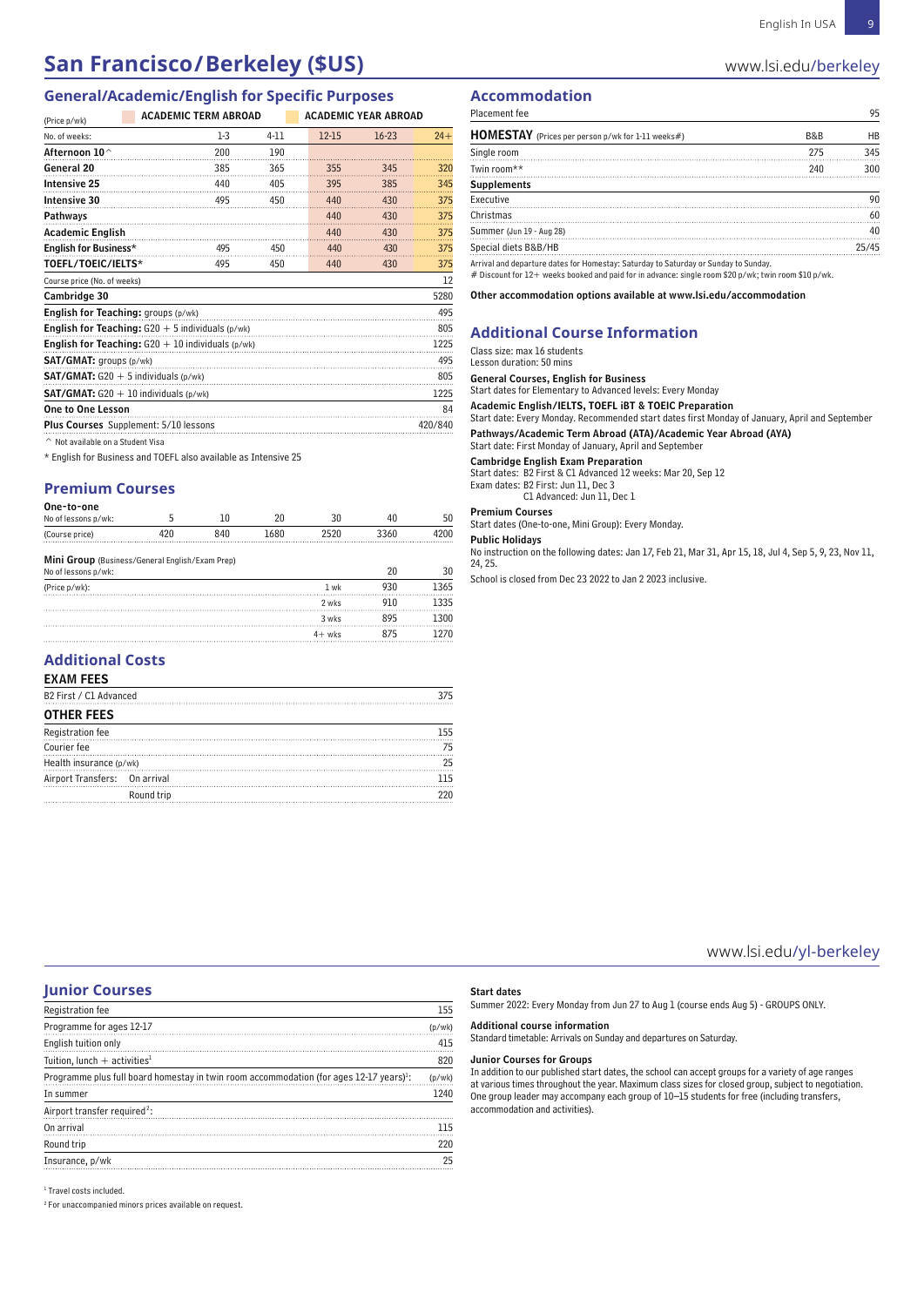# San Francisco/Berkeley ($US)

www.lsi.edu/berkeley

## General/Academic/English for Specific Purposes

| (Price p/wk) | ACADEMIC TERM ABROAD | | ACADEMIC YEAR ABROAD | | |
|---|---|---|---|---|---|
| No. of weeks: | 1-3 | 4-11 | 12-15 | 16-23 | 24+ |
| **Afternoon 10^** | 200 | 190 | | | |
| **General 20** | 385 | 365 | 355 | 345 | 320 |
| **Intensive 25** | 440 | 405 | 395 | 385 | 345 |
| **Intensive 30** | 495 | 450 | 440 | 430 | 375 |
| **Pathways** | | | 440 | 430 | 375 |
| **Academic English** | | | 440 | 430 | 375 |
| **English for Business*** | 495 | 450 | 440 | 430 | 375 |
| **TOEFL/TOEIC/IELTS*** | 495 | 450 | 440 | 430 | 375 |

| Course price (No. of weeks) | 12 |
|---|---|
| **Cambridge 30** | 5280 |
| **English for Teaching:** groups (p/wk) | 495 |
| **English for Teaching:** G20 + 5 individuals (p/wk) | 805 |
| **English for Teaching:** G20 + 10 individuals (p/wk) | 1225 |
| **SAT/GMAT:** groups (p/wk) | 495 |
| **SAT/GMAT:** G20 + 5 individuals (p/wk) | 805 |
| **SAT/GMAT:** G20 + 10 individuals (p/wk) | 1225 |
| **One to One Lesson** | 84 |
| **Plus Courses** Supplement: 5/10 lessons | 420/840 |

^ Not available on a Student Visa

\* English for Business and TOEFL also available as Intensive 25

## Premium Courses

**One-to-one**

| No of lessons p/wk: | 5 | 10 | 20 | 30 | 40 | 50 |
|---|---|---|---|---|---|---|
| (Course price) | 420 | 840 | 1680 | 2520 | 3360 | 4200 |

**Mini Group** (Business/General English/Exam Prep)

| No of lessons p/wk: | | 20 | 30 |
|---|---|---|---|
| (Price p/wk): | 1 wk | 930 | 1365 |
| | 2 wks | 910 | 1335 |
| | 3 wks | 895 | 1300 |
| | 4+ wks | 875 | 1270 |

## Additional Costs

### EXAM FEES

| | |
|---|---|
| B2 First / C1 Advanced | 375 |

### OTHER FEES

| | | |
|---|---|---|
| Registration fee | | 155 |
| Courier fee | | 75 |
| Health insurance (p/wk) | | 25 |
| Airport Transfers: | On arrival | 115 |
| | Round trip | 220 |

## Accommodation

| | | |
|---|---|---|
| Placement fee | | 95 |
| **HOMESTAY** (Prices per person p/wk for 1-11 weeks#) | B&B | HB |
| Single room | 275 | 345 |
| Twin room** | 240 | 300 |
| **Supplements** | | |
| Executive | | 90 |
| Christmas | | 60 |
| Summer (Jun 19 - Aug 28) | | 40 |
| Special diets B&B/HB | | 25/45 |

Arrival and departure dates for Homestay: Saturday to Saturday or Sunday to Sunday.

\# Discount for 12+ weeks booked and paid for in advance: single room $20 p/wk; twin room $10 p/wk.

**Other accommodation options available at www.lsi.edu/accommodation**

## Additional Course Information

Class size: max 16 students
Lesson duration: 50 mins

**General Courses, English for Business**
Start dates for Elementary to Advanced levels: Every Monday

**Academic English/IELTS, TOEFL iBT & TOEIC Preparation**
Start date: Every Monday. Recommended start dates first Monday of January, April and September

**Pathways/Academic Term Abroad (ATA)/Academic Year Abroad (AYA)**
Start date: First Monday of January, April and September

**Cambridge English Exam Preparation**
Start dates: B2 First & C1 Advanced 12 weeks: Mar 20, Sep 12
Exam dates: B2 First: Jun 11, Dec 3
C1 Advanced: Jun 11, Dec 1

**Premium Courses**
Start dates (One-to-one, Mini Group): Every Monday.

**Public Holidays**
No instruction on the following dates: Jan 17, Feb 21, Mar 31, Apr 15, 18, Jul 4, Sep 5, 9, 23, Nov 11, 24, 25.

School is closed from Dec 23 2022 to Jan 2 2023 inclusive.

www.lsi.edu/yl-berkeley

## Junior Courses

| | |
|---|---|
| Registration fee | 155 |
| Programme for ages 12-17 | (p/wk) |
| English tuition only | 415 |
| Tuition, lunch + activities[1] | 820 |
| Programme plus full board homestay in twin room accommodation (for ages 12-17 years)[1]: | (p/wk) |
| In summer | 1240 |
| Airport transfer required[2]: | |
| On arrival | 115 |
| Round trip | 220 |
| Insurance, p/wk | 25 |

[1] Travel costs included.

[2] For unaccompanied minors prices available on request.

**Start dates**
Summer 2022: Every Monday from Jun 27 to Aug 1 (course ends Aug 5) - GROUPS ONLY.

**Additional course information**
Standard timetable: Arrivals on Sunday and departures on Saturday.

**Junior Courses for Groups**
In addition to our published start dates, the school can accept groups for a variety of age ranges at various times throughout the year. Maximum class sizes for closed group, subject to negotiation. One group leader may accompany each group of 10–15 students for free (including transfers, accommodation and activities).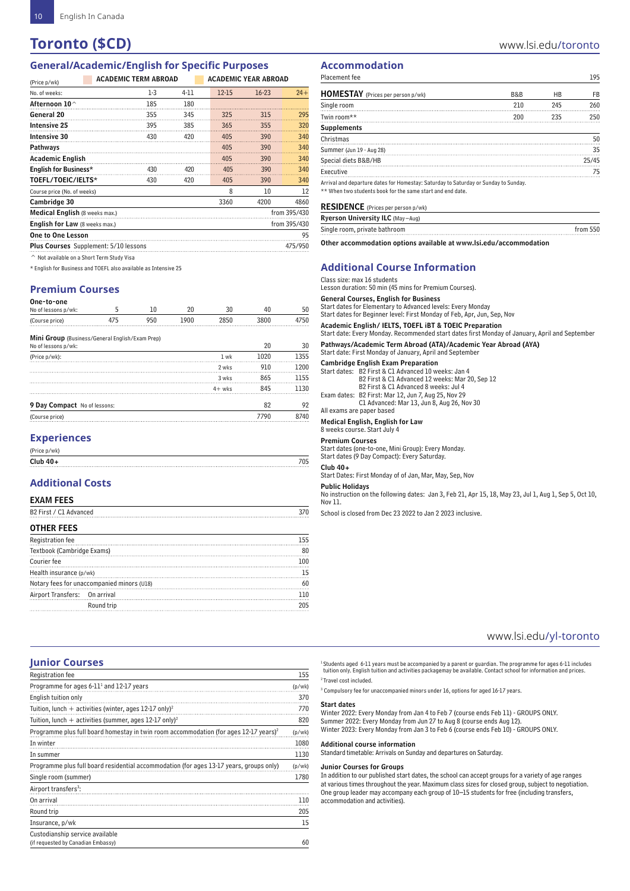# Toronto ($CD)

www.lsi.edu/toronto

## General/Academic/English for Specific Purposes

| (Price p/wk) | ACADEMIC TERM ABROAD | | ACADEMIC YEAR ABROAD | | |
|---|---|---|---|---|---|
| No. of weeks: | 1-3 | 4-11 | 12-15 | 16-23 | 24+ |
| **Afternoon 10^** | 185 | 180 | | | |
| **General 20** | 355 | 345 | 325 | 315 | 295 |
| **Intensive 25** | 395 | 385 | 365 | 355 | 320 |
| **Intensive 30** | 430 | 420 | 405 | 390 | 340 |
| **Pathways** | | | 405 | 390 | 340 |
| **Academic English** | | | 405 | 390 | 340 |
| **English for Business*** | 430 | 420 | 405 | 390 | 340 |
| **TOEFL/TOEIC/IELTS*** | 430 | 420 | 405 | 390 | 340 |
| Course price (No. of weeks) | | | 8 | 10 | 12 |
| **Cambridge 30** | | | 3360 | 4200 | 4860 |
| **Medical English** (8 weeks max.) | | | | | from 395/430 |
| **English for Law** (8 weeks max.) | | | | | from 395/430 |
| **One to One Lesson** | | | | | 95 |
| **Plus Courses** Supplement: 5/10 lessons | | | | | 475/950 |

^ Not available on a Short Term Study Visa

* English for Business and TOEFL also available as Intensive 25

## Premium Courses

| One-to-one | | | | | | |
|---|---|---|---|---|---|---|
| No of lessons p/wk: | 5 | 10 | 20 | 30 | 40 | 50 |
| (Course price) | 475 | 950 | 1900 | 2850 | 3800 | 4750 |

**Mini Group** (Business/General English/Exam Prep)

| No of lessons p/wk: | | 20 | 30 |
|---|---|---|---|
| (Price p/wk): | 1 wk | 1020 | 1355 |
| | 2 wks | 910 | 1200 |
| | 3 wks | 865 | 1155 |
| | 4+ wks | 845 | 1130 |

| **9 Day Compact** No of lessons: | 82 | 92 |
|---|---|---|
| (Course price) | 7790 | 8740 |

## Experiences

| (Price p/wk) | |
|---|---|
| **Club 40+** | 705 |

## Additional Costs

### EXAM FEES

| | |
|---|---|
| B2 First / C1 Advanced | 370 |

### OTHER FEES

| | | |
|---|---|---|
| Registration fee | | 155 |
| Textbook (Cambridge Exams) | | 80 |
| Courier fee | | 100 |
| Health insurance (p/wk) | | 15 |
| Notary fees for unaccompanied minors (U18) | | 60 |
| Airport Transfers: | On arrival | 110 |
| | Round trip | 205 |

## Accommodation

| | | | |
|---|---|---|---|
| Placement fee | | | 195 |
| **HOMESTAY** (Prices per person p/wk) | B&B | HB | FB |
| Single room | 210 | 245 | 260 |
| Twin room** | 200 | 235 | 250 |
| **Supplements** | | | |
| Christmas | | | 50 |
| Summer (Jun 19 - Aug 28) | | | 35 |
| Special diets B&B/HB | | | 25/45 |
| Executive | | | 75 |

Arrival and departure dates for Homestay: Saturday to Saturday or Sunday to Sunday.

** When two students book for the same start and end date.

| **RESIDENCE** (Prices per person p/wk) | |
|---|---|
| **Ryerson University ILC** (May–Aug) | |
| Single room, private bathroom | from 550 |

**Other accommodation options available at www.lsi.edu/accommodation**

## Additional Course Information

Class size: max 16 students
Lesson duration: 50 min (45 mins for Premium Courses).

**General Courses, English for Business**
Start dates for Elementary to Advanced levels: Every Monday
Start dates for Beginner level: First Monday of Feb, Apr, Jun, Sep, Nov

**Academic English/ IELTS, TOEFL iBT & TOEIC Preparation**
Start date: Every Monday. Recommended start dates first Monday of January, April and September

**Pathways/Academic Term Abroad (ATA)/Academic Year Abroad (AYA)**
Start date: First Monday of January, April and September

**Cambridge English Exam Preparation**
Start dates: B2 First & C1 Advanced 10 weeks: Jan 4
B2 First & C1 Advanced 12 weeks: Mar 20, Sep 12
B2 First & C1 Advanced 8 weeks: Jul 4
Exam dates: B2 First: Mar 12, Jun 7, Aug 25, Nov 29
C1 Advanced: Mar 13, Jun 8, Aug 26, Nov 30
All exams are paper based

**Medical English, English for Law**
8 weeks course. Start July 4

**Premium Courses**
Start dates (one-to-one, Mini Group): Every Monday.
Start dates (9 Day Compact): Every Saturday.

**Club 40+**
Start Dates: First Monday of of Jan, Mar, May, Sep, Nov

**Public Holidays**
No instruction on the following dates: Jan 3, Feb 21, Apr 15, 18, May 23, Jul 1, Aug 1, Sep 5, Oct 10, Nov 11.

School is closed from Dec 23 2022 to Jan 2 2023 inclusive.

www.lsi.edu/yl-toronto

## Junior Courses

| | |
|---|---|
| Registration fee | 155 |
| Programme for ages 6-11[1] and 12-17 years | (p/wk) |
| English tuition only | 370 |
| Tuition, lunch + activities (winter, ages 12-17 only)[2] | 770 |
| Tuition, lunch + activities (summer, ages 12-17 only)[2] | 820 |
| Programme plus full board homestay in twin room accommodation (for ages 12-17 years)[2] | (p/wk) |
| In winter | 1080 |
| In summer | 1130 |
| Programme plus full board residential accommodation (for ages 13-17 years, groups only) | (p/wk) |
| Single room (summer) | 1780 |
| Airport transfers[3]: | |
| On arrival | 110 |
| Round trip | 205 |
| Insurance, p/wk | 15 |
| Custodianship service available (if requested by Canadian Embassy) | 60 |

[1] Students aged 6-11 years must be accompanied by a parent or guardian. The programme for ages 6-11 includes tuition only. English tuition and activities packagemay be available. Contact school for information and prices.

[2] Travel cost included.

[3] Compulsory fee for unaccompanied minors under 16, options for aged 16-17 years.

**Start dates**
Winter 2022: Every Monday from Jan 4 to Feb 7 (course ends Feb 11) - GROUPS ONLY.
Summer 2022: Every Monday from Jun 27 to Aug 8 (course ends Aug 12).
Winter 2023: Every Monday from Jan 3 to Feb 6 (course ends Feb 10) - GROUPS ONLY.

**Additional course information**
Standard timetable: Arrivals on Sunday and departures on Saturday.

**Junior Courses for Groups**
In addition to our published start dates, the school can accept groups for a variety of age ranges at various times throughout the year. Maximum class sizes for closed group, subject to negotiation. One group leader may accompany each group of 10–15 students for free (including transfers, accommodation and activities).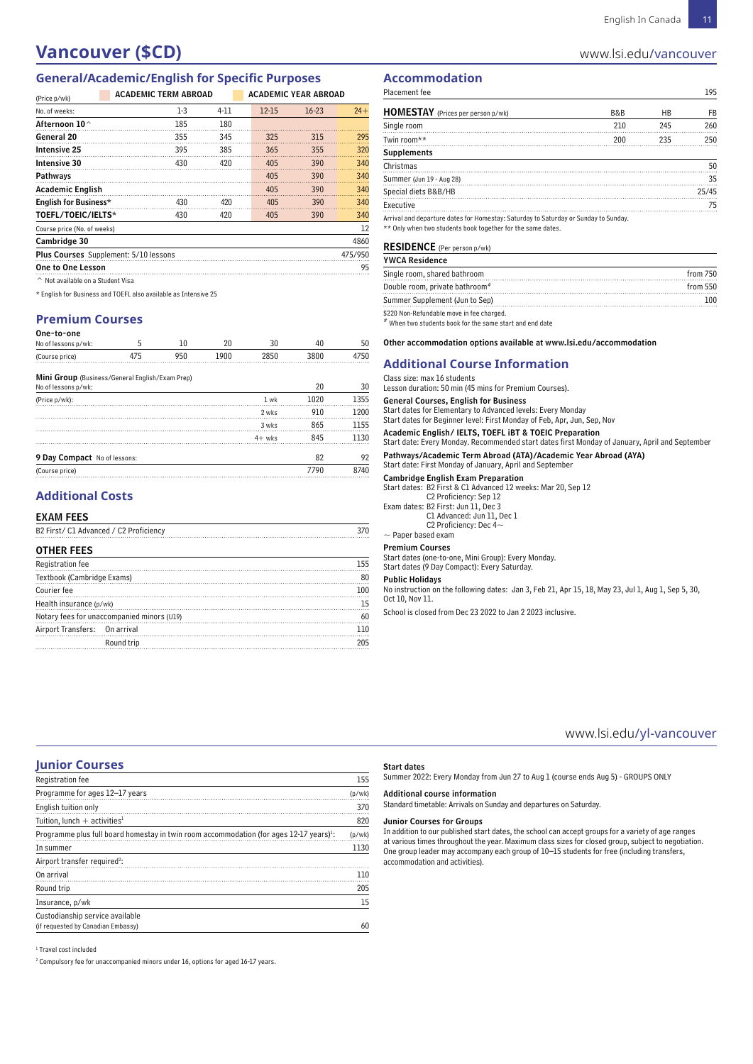# Vancouver ($CD)

www.lsi.edu/vancouver

## General/Academic/English for Specific Purposes

| (Price p/wk) | ACADEMIC TERM ABROAD | | ACADEMIC YEAR ABROAD | | |
|---|---|---|---|---|---|
| No. of weeks: | 1-3 | 4-11 | 12-15 | 16-23 | 24+ |
| **Afternoon 10**^ | 185 | 180 | | | |
| **General 20** | 355 | 345 | 325 | 315 | 295 |
| **Intensive 25** | 395 | 385 | 365 | 355 | 320 |
| **Intensive 30** | 430 | 420 | 405 | 390 | 340 |
| **Pathways** | | | 405 | 390 | 340 |
| **Academic English** | | | 405 | 390 | 340 |
| **English for Business*** | 430 | 420 | 405 | 390 | 340 |
| **TOEFL/TOEIC/IELTS*** | 430 | 420 | 405 | 390 | 340 |
| Course price (No. of weeks) | | | | | 12 |
| **Cambridge 30** | | | | | 4860 |
| **Plus Courses** Supplement: 5/10 lessons | | | | | 475/950 |
| **One to One Lesson** | | | | | 95 |

^ Not available on a Student Visa

* English for Business and TOEFL also available as Intensive 25

## Premium Courses

**One-to-one**

| No of lessons p/wk: | 5 | 10 | 20 | 30 | 40 | 50 |
|---|---|---|---|---|---|---|
| (Course price) | 475 | 950 | 1900 | 2850 | 3800 | 4750 |

**Mini Group** (Business/General English/Exam Prep)

| No of lessons p/wk: | | 20 | 30 |
|---|---|---|---|
| (Price p/wk): | 1 wk | 1020 | 1355 |
| | 2 wks | 910 | 1200 |
| | 3 wks | 865 | 1155 |
| | 4+ wks | 845 | 1130 |

| **9 Day Compact** No of lessons: | 82 | 92 |
|---|---|---|
| (Course price) | 7790 | 8740 |

## Additional Costs

### EXAM FEES

| | |
|---|---|
| B2 First/ C1 Advanced / C2 Proficiency | 370 |

### OTHER FEES

| | | |
|---|---|---|
| Registration fee | | 155 |
| Textbook (Cambridge Exams) | | 80 |
| Courier fee | | 100 |
| Health insurance (p/wk) | | 15 |
| Notary fees for unaccompanied minors (U19) | | 60 |
| Airport Transfers: | On arrival | 110 |
| | Round trip | 205 |

## Accommodation

| | | | |
|---|---|---|---|
| Placement fee | | | 195 |
| **HOMESTAY** (Prices per person p/wk) | B&B | HB | FB |
| Single room | 210 | 245 | 260 |
| Twin room** | 200 | 235 | 250 |
| **Supplements** | | | |
| Christmas | | | 50 |
| Summer (Jun 19 - Aug 28) | | | 35 |
| Special diets B&B/HB | | | 25/45 |
| Executive | | | 75 |

Arrival and departure dates for Homestay: Saturday to Saturday or Sunday to Sunday.

** Only when two students book together for the same dates.

**RESIDENCE** (Per person p/wk)

| **YWCA Residence** | |
|---|---|
| Single room, shared bathroom | from 750 |
| Double room, private bathroom# | from 550 |
| Summer Supplement (Jun to Sep) | 100 |

$220 Non-Refundable move in fee charged.

# When two students book for the same start and end date

**Other accommodation options available at www.lsi.edu/accommodation**

## Additional Course Information

Class size: max 16 students
Lesson duration: 50 min (45 mins for Premium Courses).

**General Courses, English for Business**
Start dates for Elementary to Advanced levels: Every Monday
Start dates for Beginner level: First Monday of Feb, Apr, Jun, Sep, Nov

**Academic English/ IELTS, TOEFL iBT & TOEIC Preparation**
Start date: Every Monday. Recommended start dates first Monday of January, April and September

**Pathways/Academic Term Abroad (ATA)/Academic Year Abroad (AYA)**
Start date: First Monday of January, April and September

**Cambridge English Exam Preparation**
Start dates: B2 First & C1 Advanced 12 weeks: Mar 20, Sep 12
C2 Proficiency: Sep 12
Exam dates: B2 First: Jun 11, Dec 3
C1 Advanced: Jun 11, Dec 1
C2 Proficiency: Dec 4~
~ Paper based exam

**Premium Courses**
Start dates (one-to-one, Mini Group): Every Monday.
Start dates (9 Day Compact): Every Saturday.

**Public Holidays**
No instruction on the following dates: Jan 3, Feb 21, Apr 15, 18, May 23, Jul 1, Aug 1, Sep 5, 30, Oct 10, Nov 11.

School is closed from Dec 23 2022 to Jan 2 2023 inclusive.

www.lsi.edu/yl-vancouver

## Junior Courses

| | |
|---|---|
| Registration fee | 155 |
| Programme for ages 12–17 years | (p/wk) |
| English tuition only | 370 |
| Tuition, lunch + activities[1] | 820 |
| Programme plus full board homestay in twin room accommodation (for ages 12-17 years)[1]: | (p/wk) |
| In summer | 1130 |
| Airport transfer required[2]: | |
| On arrival | 110 |
| Round trip | 205 |
| Insurance, p/wk | 15 |
| Custodianship service available (if requested by Canadian Embassy) | 60 |

[1] Travel cost included

[2] Compulsory fee for unaccompanied minors under 16, options for aged 16-17 years.

**Start dates**
Summer 2022: Every Monday from Jun 27 to Aug 1 (course ends Aug 5) - GROUPS ONLY

**Additional course information**
Standard timetable: Arrivals on Sunday and departures on Saturday.

**Junior Courses for Groups**
In addition to our published start dates, the school can accept groups for a variety of age ranges at various times throughout the year. Maximum class sizes for closed group, subject to negotiation. One group leader may accompany each group of 10–15 students for free (including transfers, accommodation and activities).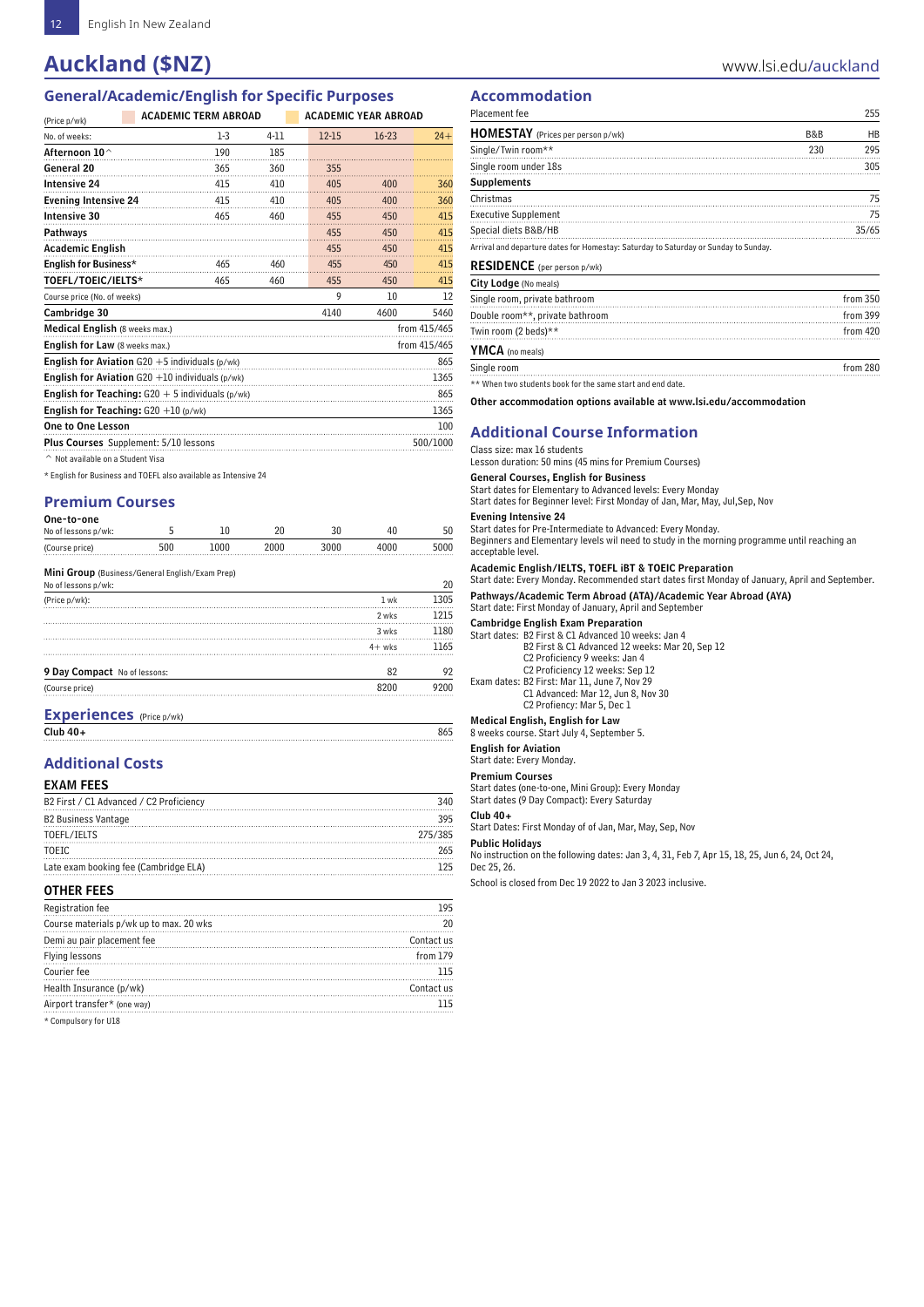# Auckland ($NZ)

www.lsi.edu/auckland

## General/Academic/English for Specific Purposes

| (Price p/wk) | ACADEMIC TERM ABROAD | | ACADEMIC YEAR ABROAD | | |
|---|---|---|---|---|---|
| No. of weeks: | 1-3 | 4-11 | 12-15 | 16-23 | 24+ |
| **Afternoon 10^** | 190 | 185 | | | |
| **General 20** | 365 | 360 | 355 | | |
| **Intensive 24** | 415 | 410 | 405 | 400 | 360 |
| **Evening Intensive 24** | 415 | 410 | 405 | 400 | 360 |
| **Intensive 30** | 465 | 460 | 455 | 450 | 415 |
| **Pathways** | | | 455 | 450 | 415 |
| **Academic English** | | | 455 | 450 | 415 |
| **English for Business*** | 465 | 460 | 455 | 450 | 415 |
| **TOEFL/TOEIC/IELTS*** | 465 | 460 | 455 | 450 | 415 |
| Course price (No. of weeks) | | | 9 | 10 | 12 |
| **Cambridge 30** | | | 4140 | 4600 | 5460 |
| **Medical English** (8 weeks max.) | | | | | from 415/465 |
| **English for Law** (8 weeks max.) | | | | | from 415/465 |
| **English for Aviation** G20 +5 individuals (p/wk) | | | | | 865 |
| **English for Aviation** G20 +10 individuals (p/wk) | | | | | 1365 |
| **English for Teaching:** G20 + 5 individuals (p/wk) | | | | | 865 |
| **English for Teaching:** G20 +10 (p/wk) | | | | | 1365 |
| **One to One Lesson** | | | | | 100 |
| **Plus Courses** Supplement: 5/10 lessons | | | | | 500/1000 |

^ Not available on a Student Visa

* English for Business and TOEFL also available as Intensive 24

## Premium Courses

**One-to-one**

| No of lessons p/wk: | 5 | 10 | 20 | 30 | 40 | 50 |
|---|---|---|---|---|---|---|
| (Course price) | 500 | 1000 | 2000 | 3000 | 4000 | 5000 |

**Mini Group** (Business/General English/Exam Prep)

| No of lessons p/wk: | | 20 |
|---|---|---|
| (Price p/wk): | 1 wk | 1305 |
| | 2 wks | 1215 |
| | 3 wks | 1180 |
| | 4+ wks | 1165 |

| **9 Day Compact** No of lessons: | 82 | 92 |
|---|---|---|
| (Course price) | 8200 | 9200 |

## Experiences (Price p/wk)

| | |
|---|---|
| **Club 40+** | 865 |

## Additional Costs

### EXAM FEES

| | |
|---|---|
| B2 First / C1 Advanced / C2 Proficiency | 340 |
| B2 Business Vantage | 395 |
| TOEFL/IELTS | 275/385 |
| TOEIC | 265 |
| Late exam booking fee (Cambridge ELA) | 125 |

### OTHER FEES

| | |
|---|---|
| Registration fee | 195 |
| Course materials p/wk up to max. 20 wks | 20 |
| Demi au pair placement fee | Contact us |
| Flying lessons | from 179 |
| Courier fee | 115 |
| Health Insurance (p/wk) | Contact us |
| Airport transfer* (one way) | 115 |

* Compulsory for U18

## Accommodation

| | | |
|---|---|---|
| Placement fee | | 255 |
| **HOMESTAY** (Prices per person p/wk) | B&B | HB |
| Single/Twin room** | 230 | 295 |
| Single room under 18s | | 305 |
| **Supplements** | | |
| Christmas | | 75 |
| Executive Supplement | | 75 |
| Special diets B&B/HB | | 35/65 |

Arrival and departure dates for Homestay: Saturday to Saturday or Sunday to Sunday.

**RESIDENCE** (per person p/wk)

| | |
|---|---|
| **City Lodge** (No meals) | |
| Single room, private bathroom | from 350 |
| Double room**, private bathroom | from 399 |
| Twin room (2 beds)** | from 420 |
| **YMCA** (no meals) | |
| Single room | from 280 |

** When two students book for the same start and end date.

**Other accommodation options available at www.lsi.edu/accommodation**

## Additional Course Information

Class size: max 16 students
Lesson duration: 50 mins (45 mins for Premium Courses)

**General Courses, English for Business**
Start dates for Elementary to Advanced levels: Every Monday
Start dates for Beginner level: First Monday of Jan, Mar, May, Jul,Sep, Nov

**Evening Intensive 24**
Start dates for Pre-Intermediate to Advanced: Every Monday.
Beginners and Elementary levels wil need to study in the morning programme until reaching an acceptable level.

**Academic English/IELTS, TOEFL iBT & TOEIC Preparation**
Start date: Every Monday. Recommended start dates first Monday of January, April and September.

**Pathways/Academic Term Abroad (ATA)/Academic Year Abroad (AYA)**
Start date: First Monday of January, April and September

**Cambridge English Exam Preparation**
Start dates: B2 First & C1 Advanced 10 weeks: Jan 4
B2 First & C1 Advanced 12 weeks: Mar 20, Sep 12
C2 Proficiency 9 weeks: Jan 4
C2 Proficiency 12 weeks: Sep 12
Exam dates: B2 First: Mar 11, June 7, Nov 29
C1 Advanced: Mar 12, Jun 8, Nov 30
C2 Profiency: Mar 5, Dec 1

**Medical English, English for Law**
8 weeks course. Start July 4, September 5.

**English for Aviation**
Start date: Every Monday.

**Premium Courses**
Start dates (one-to-one, Mini Group): Every Monday
Start dates (9 Day Compact): Every Saturday

**Club 40+**
Start Dates: First Monday of of Jan, Mar, May, Sep, Nov

**Public Holidays**
No instruction on the following dates: Jan 3, 4, 31, Feb 7, Apr 15, 18, 25, Jun 6, 24, Oct 24, Dec 25, 26.

School is closed from Dec 19 2022 to Jan 3 2023 inclusive.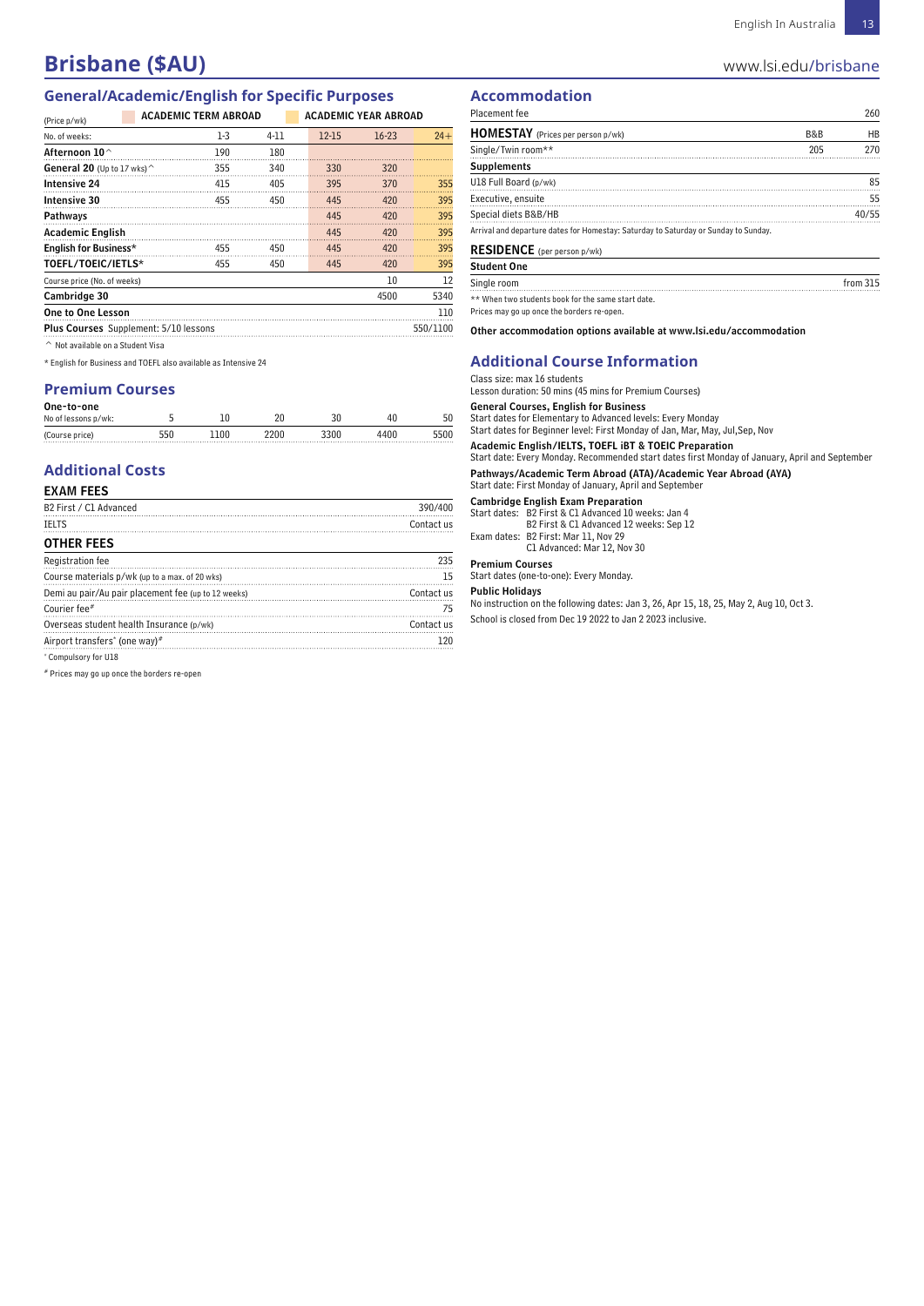# Brisbane ($AU)

www.lsi.edu/brisbane

## General/Academic/English for Specific Purposes

| (Price p/wk) | ACADEMIC TERM ABROAD | | ACADEMIC YEAR ABROAD | | |
|---|---|---|---|---|---|
| No. of weeks: | 1-3 | 4-11 | 12-15 | 16-23 | 24+ |
| **Afternoon 10**^ | 190 | 180 | | | |
| **General 20** (Up to 17 wks)^ | 355 | 340 | 330 | 320 | |
| **Intensive 24** | 415 | 405 | 395 | 370 | 355 |
| **Intensive 30** | 455 | 450 | 445 | 420 | 395 |
| **Pathways** | | | 445 | 420 | 395 |
| **Academic English** | | | 445 | 420 | 395 |
| **English for Business*** | 455 | 450 | 445 | 420 | 395 |
| **TOEFL/TOEIC/IELTS*** | 455 | 450 | 445 | 420 | 395 |
| Course price (No. of weeks) | | | | 10 | 12 |
| **Cambridge 30** | | | | 4500 | 5340 |
| **One to One Lesson** | | | | | 110 |
| **Plus Courses** Supplement: 5/10 lessons | | | | | 550/1100 |

^ Not available on a Student Visa

* English for Business and TOEFL also available as Intensive 24

## Premium Courses

| One-to-one | | | | | | |
|---|---|---|---|---|---|---|
| No of lessons p/wk: | 5 | 10 | 20 | 30 | 40 | 50 |
| (Course price) | 550 | 1100 | 2200 | 3300 | 4400 | 5500 |

## Additional Costs

### EXAM FEES

| | |
|---|---|
| B2 First / C1 Advanced | 390/400 |
| IELTS | Contact us |

### OTHER FEES

| | |
|---|---|
| Registration fee | 235 |
| Course materials p/wk (up to a max. of 20 wks) | 15 |
| Demi au pair/Au pair placement fee (up to 12 weeks) | Contact us |
| Courier fee# | 75 |
| Overseas student health Insurance (p/wk) | Contact us |
| Airport transfers* (one way)# | 120 |

* Compulsory for U18

# Prices may go up once the borders re-open

## Accommodation

| | | |
|---|---|---|
| Placement fee | | 260 |
| **HOMESTAY** (Prices per person p/wk) | B&B | HB |
| Single/Twin room** | 205 | 270 |
| **Supplements** | | |
| U18 Full Board (p/wk) | | 85 |
| Executive, ensuite | | 55 |
| Special diets B&B/HB | | 40/55 |

Arrival and departure dates for Homestay: Saturday to Saturday or Sunday to Sunday.

| **RESIDENCE** (per person p/wk) | |
|---|---|
| **Student One** | |
| Single room | from 315 |

** When two students book for the same start date.

Prices may go up once the borders re-open.

**Other accommodation options available at www.lsi.edu/accommodation**

## Additional Course Information

Class size: max 16 students
Lesson duration: 50 mins (45 mins for Premium Courses)

**General Courses, English for Business**
Start dates for Elementary to Advanced levels: Every Monday
Start dates for Beginner level: First Monday of Jan, Mar, May, Jul,Sep, Nov

**Academic English/IELTS, TOEFL iBT & TOEIC Preparation**
Start date: Every Monday. Recommended start dates first Monday of January, April and September

**Pathways/Academic Term Abroad (ATA)/Academic Year Abroad (AYA)**
Start date: First Monday of January, April and September

**Cambridge English Exam Preparation**
Start dates: B2 First & C1 Advanced 10 weeks: Jan 4
B2 First & C1 Advanced 12 weeks: Sep 12
Exam dates: B2 First: Mar 11, Nov 29
C1 Advanced: Mar 12, Nov 30

**Premium Courses**
Start dates (one-to-one): Every Monday.

**Public Holidays**
No instruction on the following dates: Jan 3, 26, Apr 15, 18, 25, May 2, Aug 10, Oct 3.
School is closed from Dec 19 2022 to Jan 2 2023 inclusive.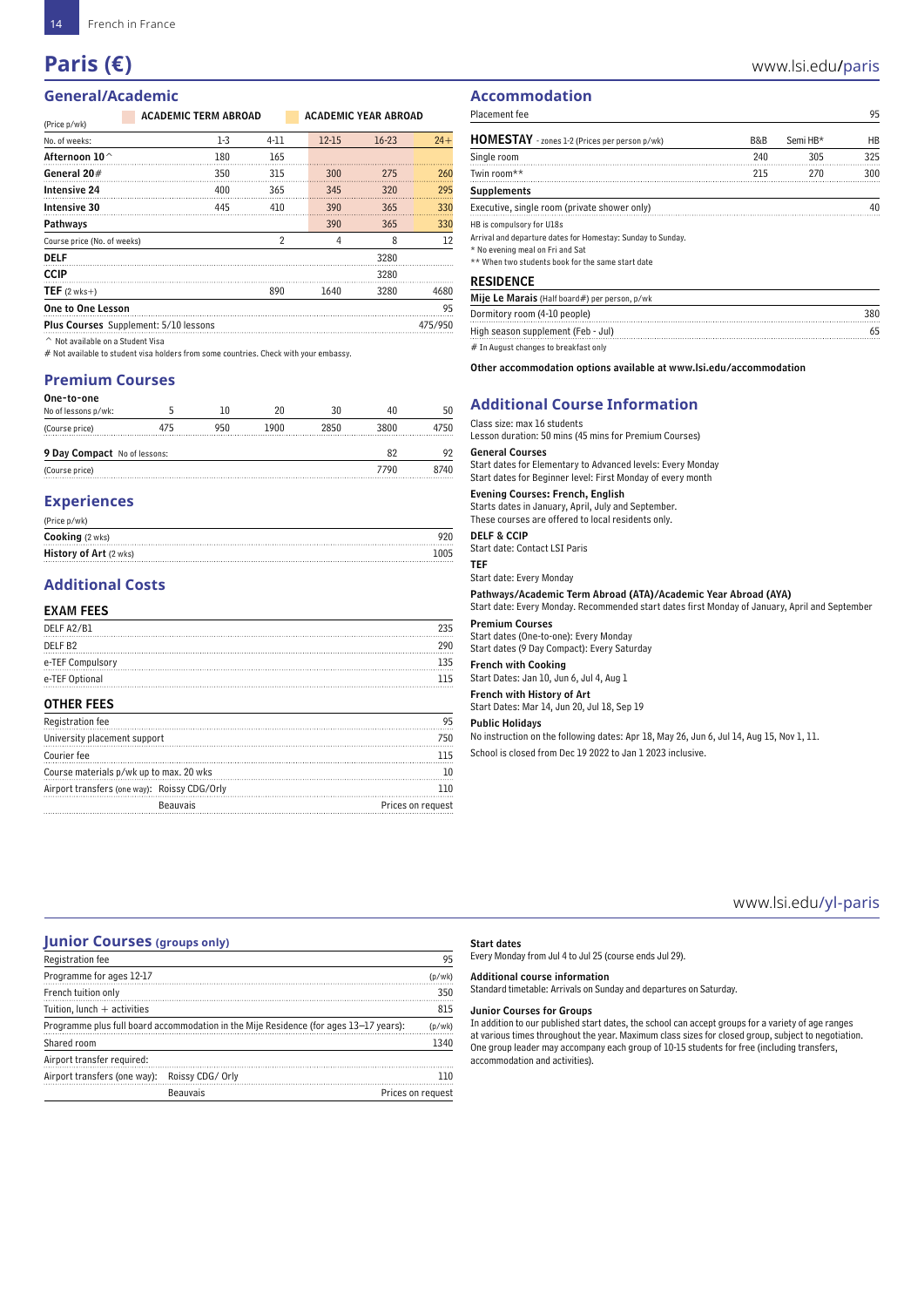# Paris (€)

www.lsi.edu/paris

## General/Academic

| (Price p/wk) | | | ACADEMIC TERM ABROAD | | ACADEMIC YEAR ABROAD |
|---|---|---|---|---|---|
| No. of weeks: | 1-3 | 4-11 | 12-15 | 16-23 | 24+ |
| **Afternoon 10**^ | 180 | 165 | | | |
| **General 20**# | 350 | 315 | 300 | 275 | 260 |
| **Intensive 24** | 400 | 365 | 345 | 320 | 295 |
| **Intensive 30** | 445 | 410 | 390 | 365 | 330 |
| **Pathways** | | | 390 | 365 | 330 |
| Course price (No. of weeks) | | 2 | 4 | 8 | 12 |
| **DELF** | | | | 3280 | |
| **CCIP** | | | | 3280 | |
| **TEF** (2 wks+) | | 890 | 1640 | 3280 | 4680 |
| **One to One Lesson** | | | | | 95 |
| **Plus Courses** Supplement: 5/10 lessons | | | | | 475/950 |

^ Not available on a Student Visa

# Not available to student visa holders from some countries. Check with your embassy.

## Premium Courses

**One-to-one**

| No of lessons p/wk: | 5 | 10 | 20 | 30 | 40 | 50 |
|---|---|---|---|---|---|---|
| (Course price) | 475 | 950 | 1900 | 2850 | 3800 | 4750 |
| **9 Day Compact** No of lessons: | | | | | 82 | 92 |
| (Course price) | | | | | 7790 | 8740 |

## Experiences

| (Price p/wk) | |
|---|---|
| **Cooking** (2 wks) | 920 |
| **History of Art** (2 wks) | 1005 |

## Additional Costs

### EXAM FEES

| | |
|---|---|
| DELF A2/B1 | 235 |
| DELF B2 | 290 |
| e-TEF Compulsory | 135 |
| e-TEF Optional | 115 |

### OTHER FEES

| | | |
|---|---|---|
| Registration fee | | 95 |
| University placement support | | 750 |
| Courier fee | | 115 |
| Course materials p/wk up to max. 20 wks | | 10 |
| Airport transfers (one way): | Roissy CDG/Orly | 110 |
| | Beauvais | Prices on request |

## Accommodation

| | |
|---|---|
| Placement fee | 95 |

| **HOMESTAY** - zones 1-2 (Prices per person p/wk) | B&B | Semi HB* | HB |
|---|---|---|---|
| Single room | 240 | 305 | 325 |
| Twin room** | 215 | 270 | 300 |
| **Supplements** | | | |
| Executive, single room (private shower only) | | | 40 |

HB is compulsory for U18s

Arrival and departure dates for Homestay: Sunday to Sunday.

* No evening meal on Fri and Sat

** When two students book for the same start date

### RESIDENCE

| **Mije Le Marais** (Half board#) per person, p/wk | |
|---|---|
| Dormitory room (4-10 people) | 380 |
| High season supplement (Feb - Jul) | 65 |

# In August changes to breakfast only

**Other accommodation options available at www.lsi.edu/accommodation**

## Additional Course Information

Class size: max 16 students

Lesson duration: 50 mins (45 mins for Premium Courses)

**General Courses**

Start dates for Elementary to Advanced levels: Every Monday

Start dates for Beginner level: First Monday of every month

**Evening Courses: French, English**

Starts dates in January, April, July and September.

These courses are offered to local residents only.

**DELF & CCIP**

Start date: Contact LSI Paris

**TEF**

Start date: Every Monday

**Pathways/Academic Term Abroad (ATA)/Academic Year Abroad (AYA)**

Start date: Every Monday. Recommended start dates first Monday of January, April and September

**Premium Courses**

Start dates (One-to-one): Every Monday

Start dates (9 Day Compact): Every Saturday

**French with Cooking**

Start Dates: Jan 10, Jun 6, Jul 4, Aug 1

**French with History of Art**

Start Dates: Mar 14, Jun 20, Jul 18, Sep 19

**Public Holidays**

No instruction on the following dates: Apr 18, May 26, Jun 6, Jul 14, Aug 15, Nov 1, 11.

School is closed from Dec 19 2022 to Jan 1 2023 inclusive.

www.lsi.edu/yl-paris

## Junior Courses (groups only)

| | | |
|---|---|---|
| Registration fee | | 95 |
| Programme for ages 12-17 | | (p/wk) |
| French tuition only | | 350 |
| Tuition, lunch + activities | | 815 |
| Programme plus full board accommodation in the Mije Residence (for ages 13–17 years): | | (p/wk) |
| Shared room | | 1340 |
| Airport transfer required: | | |
| Airport transfers (one way): | Roissy CDG/ Orly | 110 |
| | Beauvais | Prices on request |

**Start dates**

Every Monday from Jul 4 to Jul 25 (course ends Jul 29).

**Additional course information**

Standard timetable: Arrivals on Sunday and departures on Saturday.

**Junior Courses for Groups**

In addition to our published start dates, the school can accept groups for a variety of age ranges at various times throughout the year. Maximum class sizes for closed group, subject to negotiation. One group leader may accompany each group of 10-15 students for free (including transfers, accommodation and activities).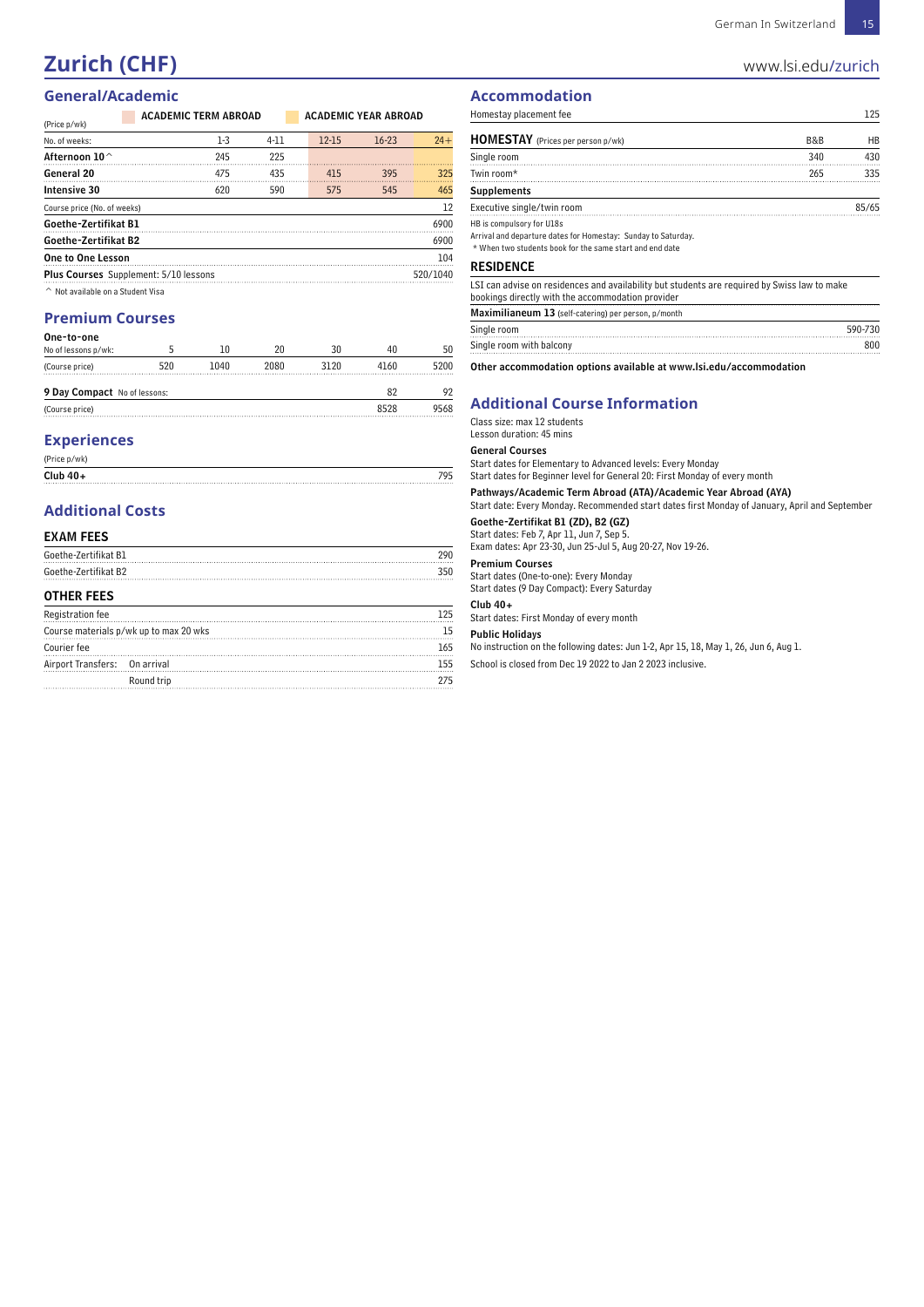# Zurich (CHF)

www.lsi.edu/zurich

## General/Academic

| (Price p/wk) | ACADEMIC TERM ABROAD | | ACADEMIC YEAR ABROAD | | |
|---|---|---|---|---|---|
| No. of weeks: | 1-3 | 4-11 | 12-15 | 16-23 | 24+ |
| **Afternoon 10^** | 245 | 225 | | | |
| **General 20** | 475 | 435 | 415 | 395 | 325 |
| **Intensive 30** | 620 | 590 | 575 | 545 | 465 |

| Course price (No. of weeks) | 12 |
|---|---|
| **Goethe-Zertifikat B1** | 6900 |
| **Goethe-Zertifikat B2** | 6900 |
| **One to One Lesson** | 104 |
| **Plus Courses** Supplement: 5/10 lessons | 520/1040 |

^ Not available on a Student Visa

## Premium Courses

**One-to-one**

| No of lessons p/wk: | 5 | 10 | 20 | 30 | 40 | 50 |
|---|---|---|---|---|---|---|
| (Course price) | 520 | 1040 | 2080 | 3120 | 4160 | 5200 |

| **9 Day Compact** No of lessons: | 82 | 92 |
|---|---|---|
| (Course price) | 8528 | 9568 |

## Experiences

| (Price p/wk) | |
|---|---|
| **Club 40+** | 795 |

## Additional Costs

### EXAM FEES

| | |
|---|---|
| Goethe-Zertifikat B1 | 290 |
| Goethe-Zertifikat B2 | 350 |

### OTHER FEES

| | | |
|---|---|---|
| Registration fee | | 125 |
| Course materials p/wk up to max 20 wks | | 15 |
| Courier fee | | 165 |
| Airport Transfers: | On arrival | 155 |
| | Round trip | 275 |

## Accommodation

| | |
|---|---|
| Homestay placement fee | 125 |

| **HOMESTAY** (Prices per person p/wk) | B&B | HB |
|---|---|---|
| Single room | 340 | 430 |
| Twin room* | 265 | 335 |
| **Supplements** | | |
| Executive single/twin room | | 85/65 |

HB is compulsory for U18s

Arrival and departure dates for Homestay: Sunday to Saturday.

* When two students book for the same start and end date

### RESIDENCE

LSI can advise on residences and availability but students are required by Swiss law to make bookings directly with the accommodation provider

| **Maximilianeum 13** (self-catering) per person, p/month | |
|---|---|
| Single room | 590-730 |
| Single room with balcony | 800 |

**Other accommodation options available at www.lsi.edu/accommodation**

## Additional Course Information

Class size: max 12 students
Lesson duration: 45 mins

**General Courses**
Start dates for Elementary to Advanced levels: Every Monday
Start dates for Beginner level for General 20: First Monday of every month

**Pathways/Academic Term Abroad (ATA)/Academic Year Abroad (AYA)**
Start date: Every Monday. Recommended start dates first Monday of January, April and September

**Goethe-Zertifikat B1 (ZD), B2 (GZ)**
Start dates: Feb 7, Apr 11, Jun 7, Sep 5.
Exam dates: Apr 23-30, Jun 25-Jul 5, Aug 20-27, Nov 19-26.

**Premium Courses**
Start dates (One-to-one): Every Monday
Start dates (9 Day Compact): Every Saturday

**Club 40+**
Start dates: First Monday of every month

**Public Holidays**
No instruction on the following dates: Jun 1-2, Apr 15, 18, May 1, 26, Jun 6, Aug 1.

School is closed from Dec 19 2022 to Jan 2 2023 inclusive.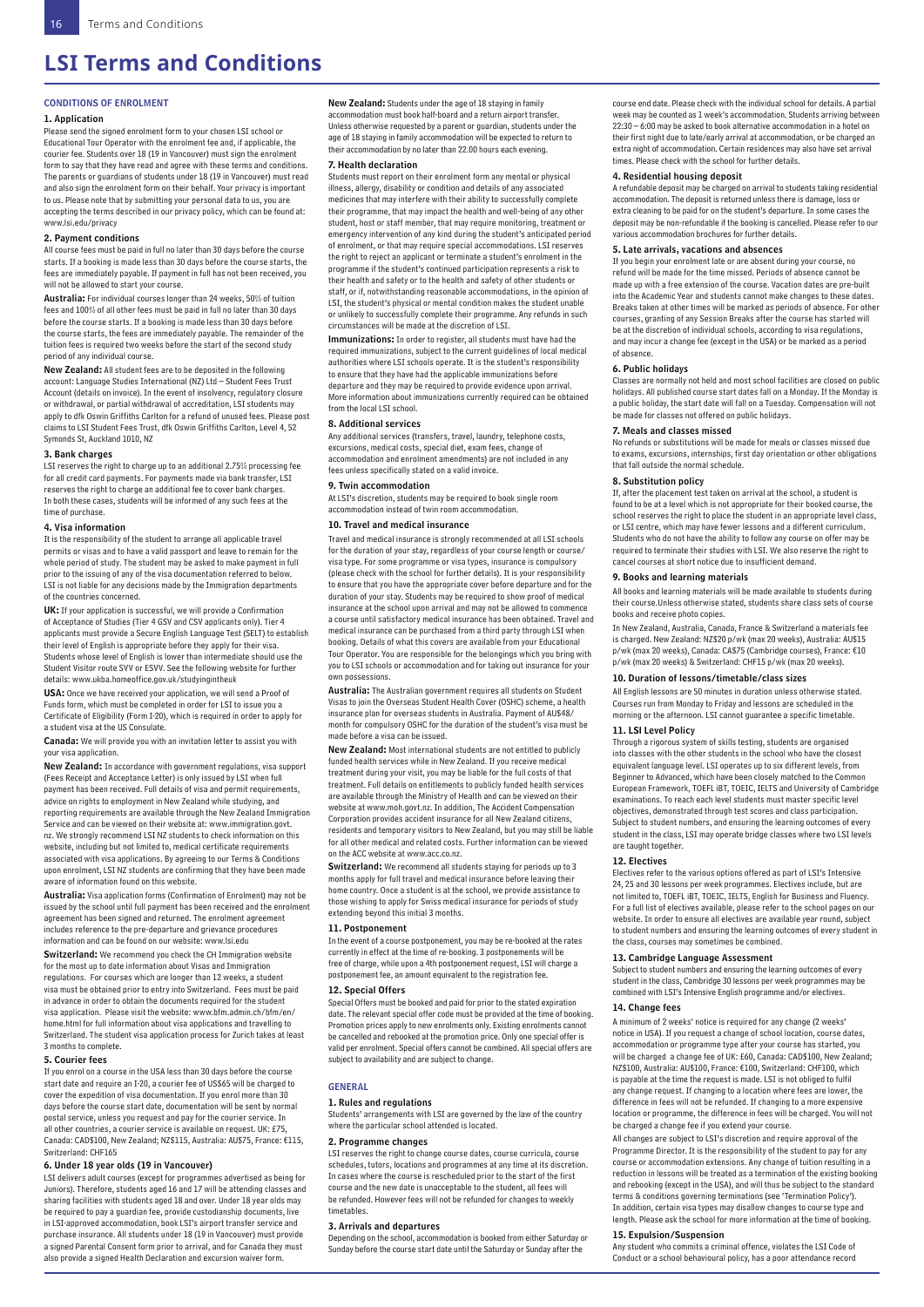# LSI Terms and Conditions

## CONDITIONS OF ENROLMENT

### 1. Application

Please send the signed enrolment form to your chosen LSI school or Educational Tour Operator with the enrolment fee and, if applicable, the courier fee. Students over 18 (19 in Vancouver) must sign the enrolment form to say that they have read and agree with these terms and conditions. The parents or guardians of students under 18 (19 in Vancouver) must read and also sign the enrolment form on their behalf. Your privacy is important to us. Please note that by submitting your personal data to us, you are accepting the terms described in our privacy policy, which can be found at: www.lsi.edu/privacy

### 2. Payment conditions

All course fees must be paid in full no later than 30 days before the course starts. If a booking is made less than 30 days before the course starts, the fees are immediately payable. If payment in full has not been received, you will not be allowed to start your course.

**Australia:** For individual courses longer than 24 weeks, 50% of tuition fees and 100% of all other fees must be paid in full no later than 30 days before the course starts. If a booking is made less than 30 days before the course starts, the fees are immediately payable. The remainder of the tuition fees is required two weeks before the start of the second study period of any individual course.

**New Zealand:** All student fees are to be deposited in the following account: Language Studies International (NZ) Ltd – Student Fees Trust Account (details on invoice). In the event of insolvency, regulatory closure or withdrawal, or partial withdrawal of accreditation, LSI students may apply to dfk Oswin Griffiths Carlton for a refund of unused fees. Please post claims to LSI Student Fees Trust, dfk Oswin Griffiths Carlton, Level 4, 52 Symonds St, Auckland 1010, NZ

### 3. Bank charges

LSI reserves the right to charge up to an additional 2.75% processing fee for all credit card payments. For payments made via bank transfer, LSI reserves the right to charge an additional fee to cover bank charges. In both these cases, students will be informed of any such fees at the time of purchase.

### 4. Visa information

It is the responsibility of the student to arrange all applicable travel permits or visas and to have a valid passport and leave to remain for the whole period of study. The student may be asked to make payment in full prior to the issuing of any of the visa documentation referred to below. LSI is not liable for any decisions made by the Immigration departments of the countries concerned.

**UK:** If your application is successful, we will provide a Confirmation of Acceptance of Studies (Tier 4 GSV and CSV applicants only). Tier 4 applicants must provide a Secure English Language Test (SELT) to establish their level of English is appropriate before they apply for their visa. Students whose level of English is lower than intermediate should use the Student Visitor route SVV or ESVV. See the following website for further details: www.ukba.homeoffice.gov.uk/studyingintheuk

**USA:** Once we have received your application, we will send a Proof of Funds form, which must be completed in order for LSI to issue you a Certificate of Eligibility (Form I-20), which is required in order to apply for a student visa at the US Consulate.

**Canada:** We will provide you with an invitation letter to assist you with your visa application.

**New Zealand:** In accordance with government regulations, visa support (Fees Receipt and Acceptance Letter) is only issued by LSI when full payment has been received. Full details of visa and permit requirements, advice on rights to employment in New Zealand while studying, and reporting requirements are available through the New Zealand Immigration Service and can be viewed on their website at: www.immigration.govt.nz. We strongly recommend LSI NZ students to check information on this website, including but not limited to, medical certificate requirements associated with visa applications. By agreeing to our Terms & Conditions upon enrolment, LSI NZ students are confirming that they have been made aware of information found on this website.

**Australia:** Visa application forms (Confirmation of Enrolment) may not be issued by the school until full payment has been received and the enrolment agreement has been signed and returned. The enrolment agreement includes reference to the pre-departure and grievance procedures information and can be found on our website: www.lsi.edu

**Switzerland:** We recommend you check the CH Immigration website for the most up to date information about Visas and Immigration regulations. For courses which are longer than 12 weeks, a student visa must be obtained prior to entry into Switzerland. Fees must be paid in advance in order to obtain the documents required for the student visa application. Please visit the website: www.bfm.admin.ch/bfm/en/home.html for full information about visa applications and travelling to Switzerland. The student visa application process for Zurich takes at least 3 months to complete.

### 5. Courier fees

If you enrol on a course in the USA less than 30 days before the course start date and require an I-20, a courier fee of US$65 will be charged to cover the expedition of visa documentation. If you enrol more than 30 days before the course start date, documentation will be sent by normal postal service, unless you request and pay for the courier service. In all other countries, a courier service is available on request. UK: £75, Canada: CAD$100, New Zealand; NZ$115, Australia: AU$75, France: €115, Switzerland: CHF165

### 6. Under 18 year olds (19 in Vancouver)

LSI delivers adult courses (except for programmes advertised as being for Juniors). Therefore, students aged 16 and 17 will be attending classes and sharing facilities with students aged 18 and over. Under 18 year olds may be required to pay a guardian fee, provide custodianship documents, live in LSI-approved accommodation, book LSI's airport transfer service and purchase insurance. All students under 18 (19 in Vancouver) must provide a signed Parental Consent form prior to arrival, and for Canada they must also provide a signed Health Declaration and excursion waiver form.

**New Zealand:** Students under the age of 18 staying in family accommodation must book half-board and a return airport transfer. Unless otherwise requested by a parent or guardian, students under the age of 18 staying in family accommodation will be expected to return to their accommodation by no later than 22.00 hours each evening.

### 7. Health declaration

Students must report on their enrolment form any mental or physical illness, allergy, disability or condition and details of any associated medicines that may interfere with their ability to successfully complete their programme, that may impact the health and well-being of any other student, host or staff member, that may require monitoring, treatment or emergency intervention of any kind during the student's anticipated period of enrolment, or that may require special accommodations. LSI reserves the right to reject an applicant or terminate a student's enrolment in the programme if the student's continued participation represents a risk to their health and safety or to the health and safety of other students or staff, or if, notwithstanding reasonable accommodations, in the opinion of LSI, the student's physical or mental condition makes the student unable or unlikely to successfully complete their programme. Any refunds in such circumstances will be made at the discretion of LSI.

**Immunizations:** In order to register, all students must have had the required immunizations, subject to the current guidelines of local medical authorities where LSI schools operate. It is the student's responsibility to ensure that they have had the applicable immunizations before departure and they may be required to provide evidence upon arrival. More information about immunizations currently required can be obtained from the local LSI school.

### 8. Additional services

Any additional services (transfers, travel, laundry, telephone costs, excursions, medical costs, special diet, exam fees, change of accommodation and enrolment amendments) are not included in any fees unless specifically stated on a valid invoice.

### 9. Twin accommodation

At LSI's discretion, students may be required to book single room accommodation instead of twin room accommodation.

### 10. Travel and medical insurance

Travel and medical insurance is strongly recommended at all LSI schools for the duration of your stay, regardless of your course length or course/visa type. For some programme or visa types, insurance is compulsory (please check with the school for further details). It is your responsibility to ensure that you have the appropriate cover before departure and for the duration of your stay. Students may be required to show proof of medical insurance at the school upon arrival and may not be allowed to commence a course until satisfactory medical insurance has been obtained. Travel and medical insurance can be purchased from a third party through LSI when booking. Details of what this covers are available from your Educational Tour Operator. You are responsible for the belongings which you bring with you to LSI schools or accommodation and for taking out insurance for your own possessions.

**Australia:** The Australian government requires all students on Student Visas to join the Overseas Student Health Cover (OSHC) scheme, a health insurance plan for overseas students in Australia. Payment of AU$48/month for compulsory OSHC for the duration of the student's visa must be made before a visa can be issued.

**New Zealand:** Most international students are not entitled to publicly funded health services while in New Zealand. If you receive medical treatment during your visit, you may be liable for the full costs of that treatment. Full details on entitlements to publicly funded health services are available through the Ministry of Health and can be viewed on their website at www.moh.govt.nz. In addition, The Accident Compensation Corporation provides accident insurance for all New Zealand citizens, residents and temporary visitors to New Zealand, but you may still be liable for all other medical and related costs. Further information can be viewed on the ACC website at www.acc.co.nz.

**Switzerland:** We recommend all students staying for periods up to 3 months apply for full travel and medical insurance before leaving their home country. Once a student is at the school, we provide assistance to those wishing to apply for Swiss medical insurance for periods of study extending beyond this initial 3 months.

### 11. Postponement

In the event of a course postponement, you may be re-booked at the rates currently in effect at the time of re-booking. 3 postponements will be free of charge, while upon a 4th postponement request, LSI will charge a postponement fee, an amount equivalent to the registration fee.

### 12. Special Offers

Special Offers must be booked and paid for prior to the stated expiration date. The relevant special offer code must be provided at the time of booking. Promotion prices apply to new enrolments only. Existing enrolments cannot be cancelled and rebooked at the promotion price. Only one special offer is valid per enrolment. Special offers cannot be combined. All special offers are subject to availability and are subject to change.

## GENERAL

### 1. Rules and regulations

Students' arrangements with LSI are governed by the law of the country where the particular school attended is located.

### 2. Programme changes

LSI reserves the right to change course dates, course curricula, course schedules, tutors, locations and programmes at any time at its discretion. In cases where the course is rescheduled prior to the start of the first course and the new date is unacceptable to the student, all fees will be refunded. However fees will not be refunded for changes to weekly timetables.

### 3. Arrivals and departures

Depending on the school, accommodation is booked from either Saturday or Sunday before the course start date until the Saturday or Sunday after the course end date. Please check with the individual school for details. A partial week may be counted as 1 week's accommodation. Students arriving between 22:30 – 6:00 may be asked to book alternative accommodation in a hotel on their first night due to late/early arrival at accommodation, or be charged an extra night of accommodation. Certain residences may also have set arrival times. Please check with the school for further details.

### 4. Residential housing deposit

A refundable deposit may be charged on arrival to students taking residential accommodation. The deposit is returned unless there is damage, loss or extra cleaning to be paid for on the student's departure. In some cases the deposit may be non-refundable if the booking is cancelled. Please refer to our various accommodation brochures for further details.

### 5. Late arrivals, vacations and absences

If you begin your enrolment late or are absent during your course, no refund will be made for the time missed. Periods of absence cannot be made up with a free extension of the course. Vacation dates are pre-built into the Academic Year and students cannot make changes to these dates. Breaks taken at other times will be marked as periods of absence. For other courses, granting of any Session Breaks after the course has started will be at the discretion of individual schools, according to visa regulations, and may incur a change fee (except in the USA) or be marked as a period of absence.

### 6. Public holidays

Classes are normally not held and most school facilities are closed on public holidays. All published course start dates fall on a Monday. If the Monday is a public holiday, the start date will fall on a Tuesday. Compensation will not be made for classes not offered on public holidays.

### 7. Meals and classes missed

No refunds or substitutions will be made for meals or classes missed due to exams, excursions, internships, first day orientation or other obligations that fall outside the normal schedule.

### 8. Substitution policy

If, after the placement test taken on arrival at the school, a student is found to be at a level which is not appropriate for their booked course, the school reserves the right to place the student in an appropriate level class, or LSI centre, which may have fewer lessons and a different curriculum. Students who do not have the ability to follow any course on offer may be required to terminate their studies with LSI. We also reserve the right to cancel courses at short notice due to insufficient demand.

### 9. Books and learning materials

All books and learning materials will be made available to students during their course.Unless otherwise stated, students share class sets of course books and receive photo copies.

In New Zealand, Australia, Canada, France & Switzerland a materials fee is charged. New Zealand: NZ$20 p/wk (max 20 weeks), Australia: AU$15 p/wk (max 20 weeks), Canada: CA$75 (Cambridge courses), France: €10 p/wk (max 20 weeks) & Switzerland: CHF15 p/wk (max 20 weeks).

### 10. Duration of lessons/timetable/class sizes

All English lessons are 50 minutes in duration unless otherwise stated. Courses run from Monday to Friday and lessons are scheduled in the morning or the afternoon. LSI cannot guarantee a specific timetable.

### 11. LSI Level Policy

Through a rigorous system of skills testing, students are organised into classes with the other students in the school who have the closest equivalent language level. LSI operates up to six different levels, from Beginner to Advanced, which have been closely matched to the Common European Framework, TOEFL iBT, TOEIC, IELTS and University of Cambridge examinations. To reach each level students must master specific level objectives, demonstrated through test scores and class participation. Subject to student numbers, and ensuring the learning outcomes of every student in the class, LSI may operate bridge classes where two LSI levels are taught together.

### 12. Electives

Electives refer to the various options offered as part of LSI's Intensive 24, 25 and 30 lessons per week programmes. Electives include, but are not limited to, TOEFL iBT, TOEIC, IELTS, English for Business and Fluency. For a full list of electives available, please refer to the school pages on our website. In order to ensure all electives are available year round, subject to student numbers and ensuring the learning outcomes of every student in the class, courses may sometimes be combined.

### 13. Cambridge Language Assessment

Subject to student numbers and ensuring the learning outcomes of every student in the class, Cambridge 30 lessons per week programmes may be combined with LSI's Intensive English programme and/or electives.

### 14. Change fees

A minimum of 2 weeks' notice is required for any change (2 weeks' notice in USA). If you request a change of school location, course dates, accommodation or programme type after your course has started, you will be charged a change fee of UK: £60, Canada: CAD$100, New Zealand; NZ$100, Australia: AU$100, France: €100, Switzerland: CHF100, which is payable at the time the request is made. LSI is not obliged to fulfil any change request. If changing to a location where fees are lower, the difference in fees will not be refunded. If changing to a more expensive location or programme, the difference in fees will be charged. You will not be charged a change fee if you extend your course.

All changes are subject to LSI's discretion and require approval of the Programme Director. It is the responsibility of the student to pay for any course or accommodation extensions. Any change of tuition resulting in a reduction in lessons will be treated as a termination of the existing booking and rebooking (except in the USA), and will thus be subject to the standard terms & conditions governing terminations (see 'Termination Policy'). In addition, certain visa types may disallow changes to course type and length. Please ask the school for more information at the time of booking.

### 15. Expulsion/Suspension

Any student who commits a criminal offence, violates the LSI Code of Conduct or a school behavioural policy, has a poor attendance record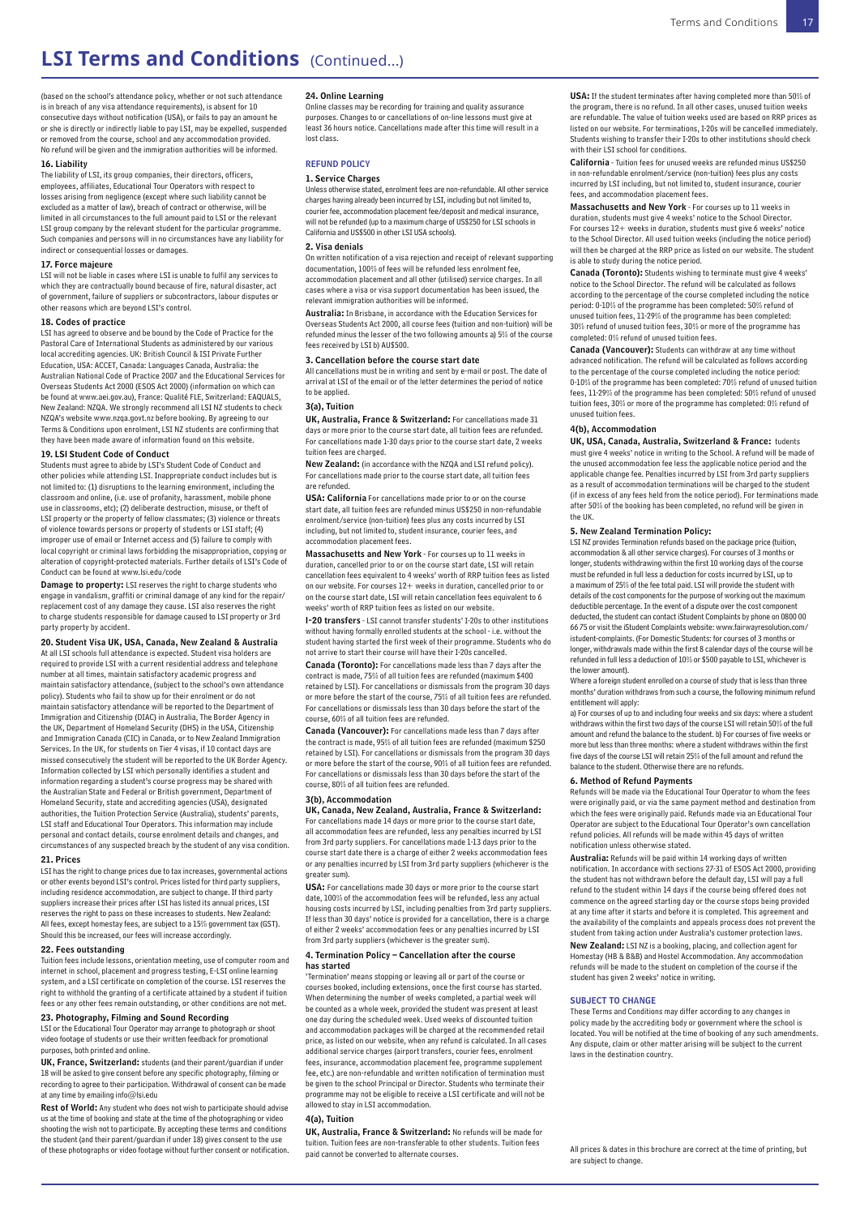# LSI Terms and Conditions (Continued...)

(based on the school's attendance policy, whether or not such attendance is in breach of any visa attendance requirements), is absent for 10 consecutive days without notification (USA), or fails to pay an amount he or she is directly or indirectly liable to pay LSI, may be expelled, suspended or removed from the course, school and any accommodation provided. No refund will be given and the immigration authorities will be informed.

### 16. Liability

The liability of LSI, its group companies, their directors, officers, employees, affiliates, Educational Tour Operators with respect to losses arising from negligence (except where such liability cannot be excluded as a matter of law), breach of contract or otherwise, will be limited in all circumstances to the full amount paid to LSI or the relevant LSI group company by the relevant student for the particular programme. Such companies and persons will in no circumstances have any liability for indirect or consequential losses or damages.

### 17. Force majeure

LSI will not be liable in cases where LSI is unable to fulfil any services to which they are contractually bound because of fire, natural disaster, act of government, failure of suppliers or subcontractors, labour disputes or other reasons which are beyond LSI's control.

### 18. Codes of practice

LSI has agreed to observe and be bound by the Code of Practice for the Pastoral Care of International Students as administered by our various local accrediting agencies. UK: British Council & ISI Private Further Education, USA: ACCET, Canada: Languages Canada, Australia: the Australian National Code of Practice 2007 and the Educational Services for Overseas Students Act 2000 (ESOS Act 2000) (information on which can be found at www.aei.gov.au), France: Qualité FLE, Switzerland: EAQUALS, New Zealand: NZQA. We strongly recommend all LSI NZ students to check NZQA's website www.nzqa.govt.nz before booking. By agreeing to our Terms & Conditions upon enrolment, LSI NZ students are confirming that they have been made aware of information found on this website.

### 19. LSI Student Code of Conduct

Students must agree to abide by LSI's Student Code of Conduct and other policies while attending LSI. Inappropriate conduct includes but is not limited to: (1) disruptions to the learning environment, including the classroom and online, (i.e. use of profanity, harassment, mobile phone use in classrooms, etc); (2) deliberate destruction, misuse, or theft of LSI property or the property of fellow classmates; (3) violence or threats of violence towards persons or property of students or LSI staff; (4) improper use of email or Internet access and (5) failure to comply with local copyright or criminal laws forbidding the misappropriation, copying or alteration of copyright-protected materials. Further details of LSI's Code of Conduct can be found at www.lsi.edu/code

**Damage to property:** LSI reserves the right to charge students who engage in vandalism, graffiti or criminal damage of any kind for the repair/replacement cost of any damage they cause. LSI also reserves the right to charge students responsible for damage caused to LSI property or 3rd party property by accident.

### 20. Student Visa UK, USA, Canada, New Zealand & Australia

At all LSI schools full attendance is expected. Student visa holders are required to provide LSI with a current residential address and telephone number at all times, maintain satisfactory academic progress and maintain satisfactory attendance, (subject to the school's own attendance policy). Students who fail to show up for their enrolment or do not maintain satisfactory attendance will be reported to the Department of Immigration and Citizenship (DIAC) in Australia, The Border Agency in the UK, Department of Homeland Security (DHS) in the USA, Citizenship and Immigration Canada (CIC) in Canada, or to New Zealand Immigration Services. In the UK, for students on Tier 4 visas, if 10 contact days are missed consecutively the student will be reported to the UK Border Agency. Information collected by LSI which personally identifies a student and information regarding a student's course progress may be shared with the Australian State and Federal or British government, Department of Homeland Security, state and accrediting agencies (USA), designated authorities, the Tuition Protection Service (Australia), students' parents, LSI staff and Educational Tour Operators. This information may include personal and contact details, course enrolment details and changes, and circumstances of any suspected breach by the student of any visa condition.

### 21. Prices

LSI has the right to change prices due to tax increases, governmental actions or other events beyond LSI's control. Prices listed for third party suppliers, including residence accommodation, are subject to change. If third party suppliers increase their prices after LSI has listed its annual prices, LSI reserves the right to pass on these increases to students. New Zealand: All fees, except homestay fees, are subject to a 15% government tax (GST). Should this be increased, our fees will increase accordingly.

### 22. Fees outstanding

Tuition fees include lessons, orientation meeting, use of computer room and internet in school, placement and progress testing, E-LSI online learning system, and a LSI certificate on completion of the course. LSI reserves the right to withhold the granting of a certificate attained by a student if tuition fees or any other fees remain outstanding, or other conditions are not met.

### 23. Photography, Filming and Sound Recording

LSI or the Educational Tour Operator may arrange to photograph or shoot video footage of students or use their written feedback for promotional purposes, both printed and online.

**UK, France, Switzerland:** students (and their parent/guardian if under 18 will be asked to give consent before any specific photography, filming or recording to agree to their participation. Withdrawal of consent can be made at any time by emailing info@lsi.edu

**Rest of World:** Any student who does not wish to participate should advise us at the time of booking and state at the time of the photographing or video shooting the wish not to participate. By accepting these terms and conditions the student (and their parent/guardian if under 18) gives consent to the use of these photographs or video footage without further consent or notification.

### 24. Online Learning

Online classes may be recording for training and quality assurance purposes. Changes to or cancellations of on-line lessons must give at least 36 hours notice. Cancellations made after this time will result in a lost class.

## REFUND POLICY

### 1. Service Charges

Unless otherwise stated, enrolment fees are non-refundable. All other service charges having already been incurred by LSI, including but not limited to, courier fee, accommodation placement fee/deposit and medical insurance, will not be refunded (up to a maximum charge of US$250 for LSI schools in California and US$500 in other LSI USA schools).

### 2. Visa denials

On written notification of a visa rejection and receipt of relevant supporting documentation, 100% of fees will be refunded less enrolment fee, accommodation placement and all other (utilised) service charges. In all cases where a visa or visa support documentation has been issued, the relevant immigration authorities will be informed.

**Australia:** In Brisbane, in accordance with the Education Services for Overseas Students Act 2000, all course fees (tuition and non-tuition) will be refunded minus the lesser of the two following amounts a) 5% of the course fees received by LSI b) AU$500.

### 3. Cancellation before the course start date

All cancellations must be in writing and sent by e-mail or post. The date of arrival at LSI of the email or of the letter determines the period of notice to be applied.

### 3(a), Tuition

**UK, Australia, France & Switzerland:** For cancellations made 31 days or more prior to the course start date, all tuition fees are refunded. For cancellations made 1-30 days prior to the course start date, 2 weeks tuition fees are charged.

**New Zealand:** (in accordance with the NZQA and LSI refund policy). For cancellations made prior to the course start date, all tuition fees are refunded.

**USA: California** For cancellations made prior to or on the course start date, all tuition fees are refunded minus US$250 in non-refundable enrolment/service (non-tuition) fees plus any costs incurred by LSI including, but not limited to, student insurance, courier fees, and accommodation placement fees.

**Massachusetts and New York** - For courses up to 11 weeks in duration, cancelled prior to or on the course start date, LSI will retain cancellation fees equivalent to 4 weeks' worth of RRP tuition fees as listed on our website. For courses 12+ weeks in duration, cancelled prior to or on the course start date, LSI will retain cancellation fees equivalent to 6 weeks' worth of RRP tuition fees as listed on our website.

**I-20 transfers** - LSI cannot transfer students' I-20s to other institutions without having formally enrolled students at the school - i.e. without the student having started the first week of their programme. Students who do not arrive to start their course will have their I-20s cancelled.

**Canada (Toronto):** For cancellations made less than 7 days after the contract is made, 75% of all tuition fees are refunded (maximum $400 retained by LSI). For cancellations or dismissals from the program 30 days or more before the start of the course, 75% of all tuition fees are refunded. For cancellations or dismissals less than 30 days before the start of the course, 60% of all tuition fees are refunded.

**Canada (Vancouver):** For cancellations made less than 7 days after the contract is made, 95% of all tuition fees are refunded (maximum $250 retained by LSI). For cancellations or dismissals from the program 30 days or more before the start of the course, 90% of all tuition fees are refunded. For cancellations or dismissals less than 30 days before the start of the course, 80% of all tuition fees are refunded.

### 3(b), Accommodation

**UK, Canada, New Zealand, Australia, France & Switzerland:** For cancellations made 14 days or more prior to the course start date, all accommodation fees are refunded, less any penalties incurred by LSI from 3rd party suppliers. For cancellations made 1-13 days prior to the course start date there is a charge of either 2 weeks accommodation fees or any penalties incurred by LSI from 3rd party suppliers (whichever is the greater sum).

**USA:** For cancellations made 30 days or more prior to the course start date, 100% of the accommodation fees will be refunded, less any actual housing costs incurred by LSI, including penalties from 3rd party suppliers. If less than 30 days' notice is provided for a cancellation, there is a charge of either 2 weeks' accommodation fees or any penalties incurred by LSI from 3rd party suppliers (whichever is the greater sum).

### 4. Termination Policy – Cancellation after the course has started

'Termination' means stopping or leaving all or part of the course or courses booked, including extensions, once the first course has started. When determining the number of weeks completed, a partial week will be counted as a whole week, provided the student was present at least one day during the scheduled week. Used weeks of discounted tuition and accommodation packages will be charged at the recommended retail price, as listed on our website, when any refund is calculated. In all cases additional service charges (airport transfers, courier fees, enrolment fees, insurance, accommodation placement fee, programme supplement fee, etc.) are non-refundable and written notification of termination must be given to the school Principal or Director. Students who terminate their programme may not be eligible to receive a LSI certificate and will not be allowed to stay in LSI accommodation.

### 4(a), Tuition

**UK, Australia, France & Switzerland:** No refunds will be made for tuition. Tuition fees are non-transferable to other students. Tuition fees paid cannot be converted to alternate courses.

**USA:** If the student terminates after having completed more than 50% of the program, there is no refund. In all other cases, unused tuition weeks are refundable. The value of tuition weeks used are based on RRP prices as listed on our website. For terminations, I-20s will be cancelled immediately. Students wishing to transfer their I-20s to other institutions should check with their LSI school for conditions.

**California** - Tuition fees for unused weeks are refunded minus US$250 in non-refundable enrolment/service (non-tuition) fees plus any costs incurred by LSI including, but not limited to, student insurance, courier fees, and accommodation placement fees.

**Massachusetts and New York** - For courses up to 11 weeks in duration, students must give 4 weeks' notice to the School Director. For courses 12+ weeks in duration, students must give 6 weeks' notice to the School Director. All used tuition weeks (including the notice period) will then be charged at the RRP price as listed on our website. The student is able to study during the notice period.

**Canada (Toronto):** Students wishing to terminate must give 4 weeks' notice to the School Director. The refund will be calculated as follows according to the percentage of the course completed including the notice period: 0-10% of the programme has been completed: 50% refund of unused tuition fees, 11-29% of the programme has been completed: 30% refund of unused tuition fees, 30% or more of the programme has completed: 0% refund of unused tuition fees.

**Canada (Vancouver):** Students can withdraw at any time without advanced notification. The refund will be calculated as follows according to the percentage of the course completed including the notice period: 0-10% of the programme has been completed: 70% refund of unused tuition fees, 11-29% of the programme has been completed: 50% refund of unused tuition fees, 30% or more of the programme has completed: 0% refund of unused tuition fees.

### 4(b), Accommodation

**UK, USA, Canada, Australia, Switzerland & France:** tudents must give 4 weeks' notice in writing to the School. A refund will be made of the unused accommodation fee less the applicable notice period and the applicable change fee. Penalties incurred by LSI from 3rd party suppliers as a result of accommodation terminations will be charged to the student (if in excess of any fees held from the notice period). For terminations made after 50% of the booking has been completed, no refund will be given in the UK.

### 5. New Zealand Termination Policy:

LSI NZ provides Termination refunds based on the package price (tuition, accommodation & all other service charges). For courses of 3 months or longer, students withdrawing within the first 10 working days of the course must be refunded in full less a deduction for costs incurred by LSI, up to a maximum of 25% of the fee total paid. LSI will provide the student with details of the cost components for the purpose of working out the maximum deductible percentage. In the event of a dispute over the cost component deducted, the student can contact iStudent Complaints by phone on 0800 00 66 75 or visit the iStudent Complaints website: www.fairwayresolution.com/istudent-complaints. (For Domestic Students: for courses of 3 months or longer, withdrawals made within the first 8 calendar days of the course will be refunded in full less a deduction of 10% or $500 payable to LSI, whichever is the lower amount).

Where a foreign student enrolled on a course of study that is less than three months' duration withdraws from such a course, the following minimum refund entitlement will apply:

a) For courses of up to and including four weeks and six days: where a student withdraws within the first two days of the course LSI will retain 50% of the full amount and refund the balance to the student. b) For courses of five weeks or more but less than three months: where a student withdraws within the first five days of the course LSI will retain 25% of the full amount and refund the balance to the student. Otherwise there are no refunds.

### 6. Method of Refund Payments

Refunds will be made via the Educational Tour Operator to whom the fees were originally paid, or via the same payment method and destination from which the fees were originally paid. Refunds made via an Educational Tour Operator are subject to the Educational Tour Operator's own cancellation refund policies. All refunds will be made within 45 days of written notification unless otherwise stated.

**Australia:** Refunds will be paid within 14 working days of written notification. In accordance with sections 27-31 of ESOS Act 2000, providing the student has not withdrawn before the default day, LSI will pay a full refund to the student within 14 days if the course being offered does not commence on the agreed starting day or the course stops being provided at any time after it starts and before it is completed. This agreement and the availability of the complaints and appeals process does not prevent the student from taking action under Australia's customer protection laws.

**New Zealand:** LSI NZ is a booking, placing, and collection agent for Homestay (HB & B&B) and Hostel Accommodation. Any accommodation refunds will be made to the student on completion of the course if the student has given 2 weeks' notice in writing.

## SUBJECT TO CHANGE

These Terms and Conditions may differ according to any changes in policy made by the accrediting body or government where the school is located. You will be notified at the time of booking of any such amendments. Any dispute, claim or other matter arising will be subject to the current laws in the destination country.

All prices & dates in this brochure are correct at the time of printing, but are subject to change.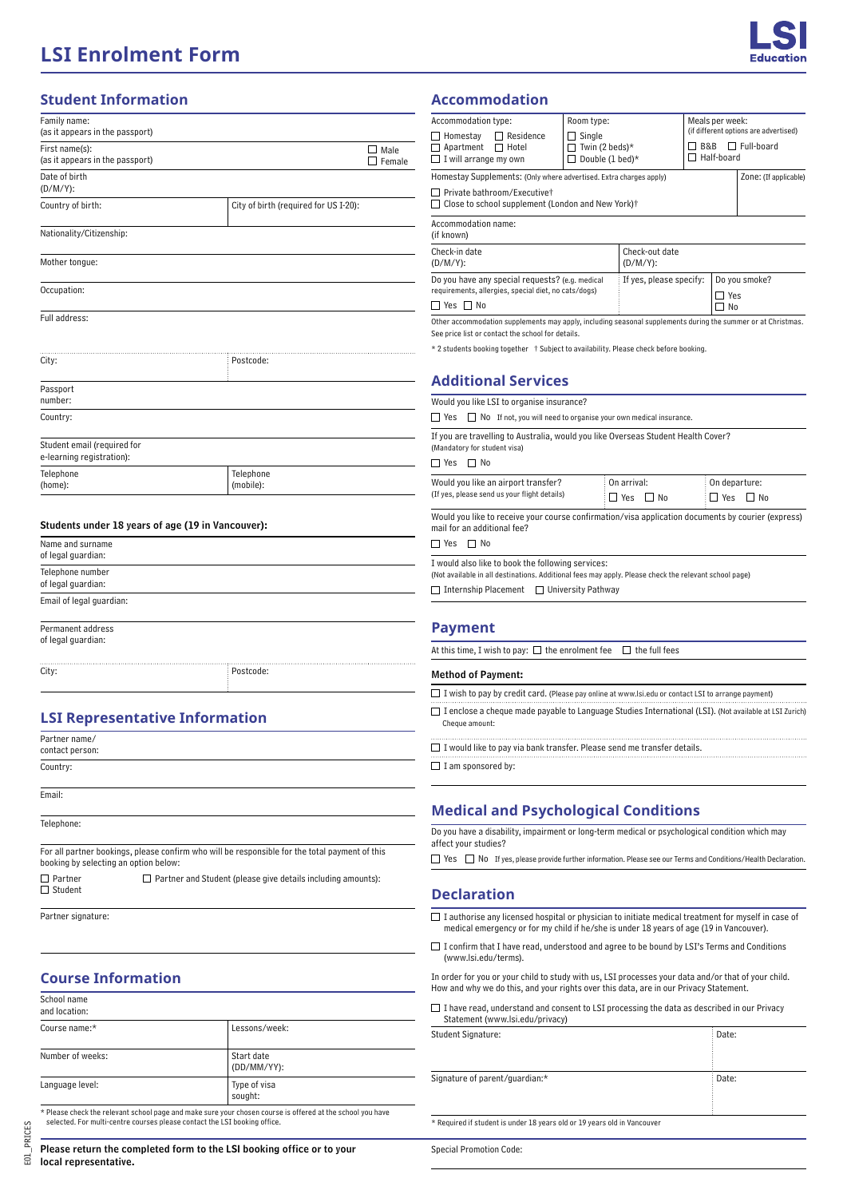# LSI Enrolment Form

LSI Education

## Student Information

| | |
|---|---|
| Family name: (as it appears in the passport) | |
| First name(s): (as it appears in the passport) | ☐ Male ☐ Female |
| Date of birth (D/M/Y): | |
| Country of birth: | City of birth (required for US I-20): |
| Nationality/Citizenship: | |
| Mother tongue: | |
| Occupation: | |
| Full address: | |
| City: | Postcode: |
| Passport number: | |
| Country: | |
| Student email (required for e-learning registration): | |
| Telephone (home): | Telephone (mobile): |

**Students under 18 years of age (19 in Vancouver):**

| | |
|---|---|
| Name and surname of legal guardian: | |
| Telephone number of legal guardian: | |
| Email of legal guardian: | |
| Permanent address of legal guardian: | |
| City: | Postcode: |

## LSI Representative Information

Partner name/ contact person:

Country:

Email:

Telephone:

For all partner bookings, please confirm who will be responsible for the total payment of this booking by selecting an option below:

☐ Partner
☐ Student
☐ Partner and Student (please give details including amounts):

Partner signature:

## Course Information

| | |
|---|---|
| School name and location: | |
| Course name:* | Lessons/week: |
| Number of weeks: | Start date (DD/MM/YY): |
| Language level: | Type of visa sought: |

\* Please check the relevant school page and make sure your chosen course is offered at the school you have selected. For multi-centre courses please contact the LSI booking office.

**Please return the completed form to the LSI booking office or to your local representative.**

## Accommodation

| Accommodation type: | Room type: | Meals per week: (if different options are advertised) |
|---|---|---|
| ☐ Homestay ☐ Residence ☐ Apartment ☐ Hotel ☐ I will arrange my own | ☐ Single ☐ Twin (2 beds)* ☐ Double (1 bed)* | ☐ B&B ☐ Full-board ☐ Half-board |

Homestay Supplements: (Only where advertised. Extra charges apply) — Zone: (If applicable)

☐ Private bathroom/Executive†
☐ Close to school supplement (London and New York)†

Accommodation name: (if known)

| | |
|---|---|
| Check-in date (D/M/Y): | Check-out date (D/M/Y): |

Do you have any special requests? (e.g. medical requirements, allergies, special diet, no cats/dogs) ☐ Yes ☐ No — If yes, please specify: — Do you smoke? ☐ Yes ☐ No

Other accommodation supplements may apply, including seasonal supplements during the summer or at Christmas. See price list or contact the school for details.

\* 2 students booking together † Subject to availability. Please check before booking.

## Additional Services

Would you like LSI to organise insurance?

☐ Yes ☐ No If not, you will need to organise your own medical insurance.

If you are travelling to Australia, would you like Overseas Student Health Cover? (Mandatory for student visa)

☐ Yes ☐ No

Would you like an airport transfer? (If yes, please send us your flight details) — On arrival: ☐ Yes ☐ No — On departure: ☐ Yes ☐ No

Would you like to receive your course confirmation/visa application documents by courier (express) mail for an additional fee?

☐ Yes ☐ No

I would also like to book the following services:
(Not available in all destinations. Additional fees may apply. Please check the relevant school page)

☐ Internship Placement ☐ University Pathway

## Payment

At this time, I wish to pay: ☐ the enrolment fee ☐ the full fees

**Method of Payment:**

☐ I wish to pay by credit card. (Please pay online at www.lsi.edu or contact LSI to arrange payment)

☐ I enclose a cheque made payable to Language Studies International (LSI). (Not available at LSI Zurich)
Cheque amount:

☐ I would like to pay via bank transfer. Please send me transfer details.

☐ I am sponsored by:

## Medical and Psychological Conditions

Do you have a disability, impairment or long-term medical or psychological condition which may affect your studies?

☐ Yes ☐ No If yes, please provide further information. Please see our Terms and Conditions/Health Declaration.

## Declaration

☐ I authorise any licensed hospital or physician to initiate medical treatment for myself in case of medical emergency or for my child if he/she is under 18 years of age (19 in Vancouver).

☐ I confirm that I have read, understood and agree to be bound by LSI's Terms and Conditions (www.lsi.edu/terms).

In order for you or your child to study with us, LSI processes your data and/or that of your child. How and why we do this, and your rights over this data, are in our Privacy Statement.

☐ I have read, understand and consent to LSI processing the data as described in our Privacy Statement (www.lsi.edu/privacy)

| | |
|---|---|
| Student Signature: | Date: |
| Signature of parent/guardian:* | Date: |

\* Required if student is under 18 years old or 19 years old in Vancouver

Special Promotion Code:

E01_PRICES